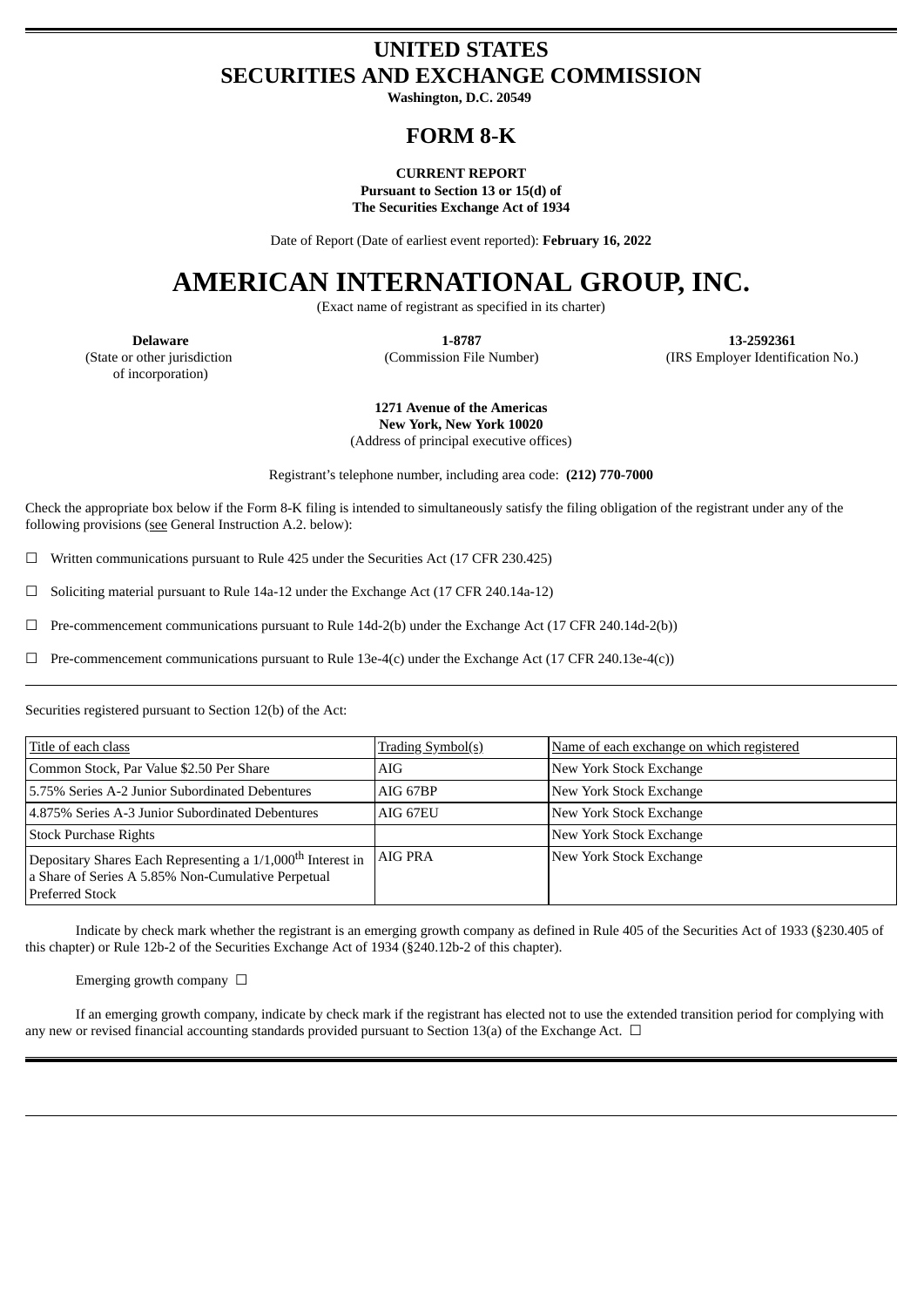# UNITED STATES
# SECURITIES AND EXCHANGE COMMISSION

**Washington, D.C. 20549**

## FORM 8-K

**CURRENT REPORT**
**Pursuant to Section 13 or 15(d) of**
**The Securities Exchange Act of 1934**

Date of Report (Date of earliest event reported): **February 16, 2022**

# AMERICAN INTERNATIONAL GROUP, INC.

(Exact name of registrant as specified in its charter)

| **Delaware** | **1-8787** | **13-2592361** |
|---|---|---|
| (State or other jurisdiction of incorporation) | (Commission File Number) | (IRS Employer Identification No.) |

**1271 Avenue of the Americas**
**New York, New York 10020**
(Address of principal executive offices)

Registrant's telephone number, including area code: **(212) 770-7000**

Check the appropriate box below if the Form 8-K filing is intended to simultaneously satisfy the filing obligation of the registrant under any of the following provisions (see General Instruction A.2. below):

☐ Written communications pursuant to Rule 425 under the Securities Act (17 CFR 230.425)

☐ Soliciting material pursuant to Rule 14a-12 under the Exchange Act (17 CFR 240.14a-12)

☐ Pre-commencement communications pursuant to Rule 14d-2(b) under the Exchange Act (17 CFR 240.14d-2(b))

☐ Pre-commencement communications pursuant to Rule 13e-4(c) under the Exchange Act (17 CFR 240.13e-4(c))

Securities registered pursuant to Section 12(b) of the Act:

| Title of each class | Trading Symbol(s) | Name of each exchange on which registered |
|---|---|---|
| Common Stock, Par Value $2.50 Per Share | AIG | New York Stock Exchange |
| 5.75% Series A-2 Junior Subordinated Debentures | AIG 67BP | New York Stock Exchange |
| 4.875% Series A-3 Junior Subordinated Debentures | AIG 67EU | New York Stock Exchange |
| Stock Purchase Rights | | New York Stock Exchange |
| Depositary Shares Each Representing a 1/1,000th Interest in a Share of Series A 5.85% Non-Cumulative Perpetual Preferred Stock | AIG PRA | New York Stock Exchange |

Indicate by check mark whether the registrant is an emerging growth company as defined in Rule 405 of the Securities Act of 1933 (§230.405 of this chapter) or Rule 12b-2 of the Securities Exchange Act of 1934 (§240.12b-2 of this chapter).

Emerging growth company ☐

If an emerging growth company, indicate by check mark if the registrant has elected not to use the extended transition period for complying with any new or revised financial accounting standards provided pursuant to Section 13(a) of the Exchange Act. ☐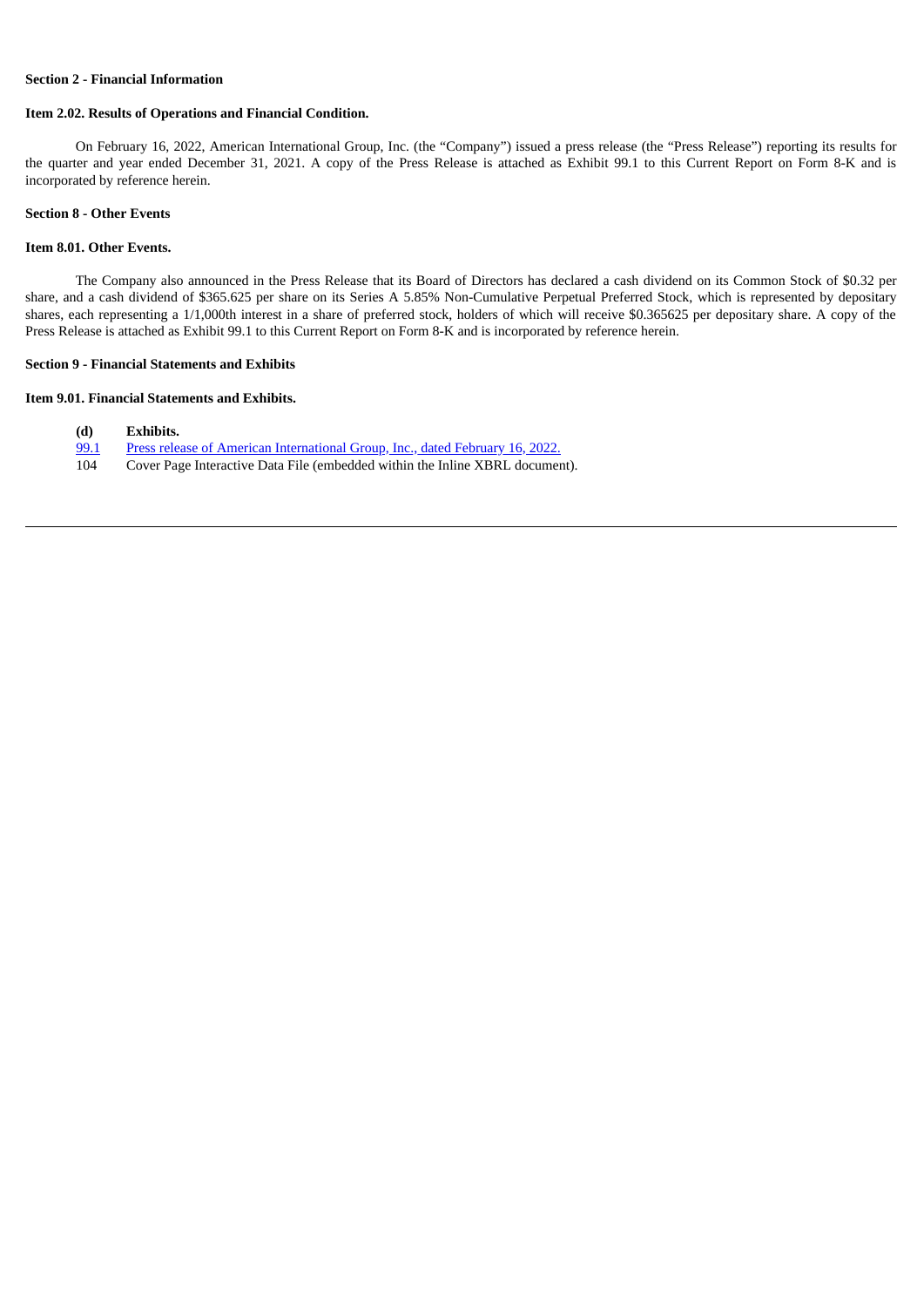**Section 2 - Financial Information**

**Item 2.02. Results of Operations and Financial Condition.**

On February 16, 2022, American International Group, Inc. (the "Company") issued a press release (the "Press Release") reporting its results for the quarter and year ended December 31, 2021. A copy of the Press Release is attached as Exhibit 99.1 to this Current Report on Form 8-K and is incorporated by reference herein.

**Section 8 - Other Events**

**Item 8.01. Other Events.**

The Company also announced in the Press Release that its Board of Directors has declared a cash dividend on its Common Stock of $0.32 per share, and a cash dividend of $365.625 per share on its Series A 5.85% Non-Cumulative Perpetual Preferred Stock, which is represented by depositary shares, each representing a 1/1,000th interest in a share of preferred stock, holders of which will receive $0.365625 per depositary share. A copy of the Press Release is attached as Exhibit 99.1 to this Current Report on Form 8-K and is incorporated by reference herein.

**Section 9 - Financial Statements and Exhibits**

**Item 9.01. Financial Statements and Exhibits.**

| **(d)** | **Exhibits.** |
|---|---|
| 99.1 | Press release of American International Group, Inc., dated February 16, 2022. |
| 104 | Cover Page Interactive Data File (embedded within the Inline XBRL document). |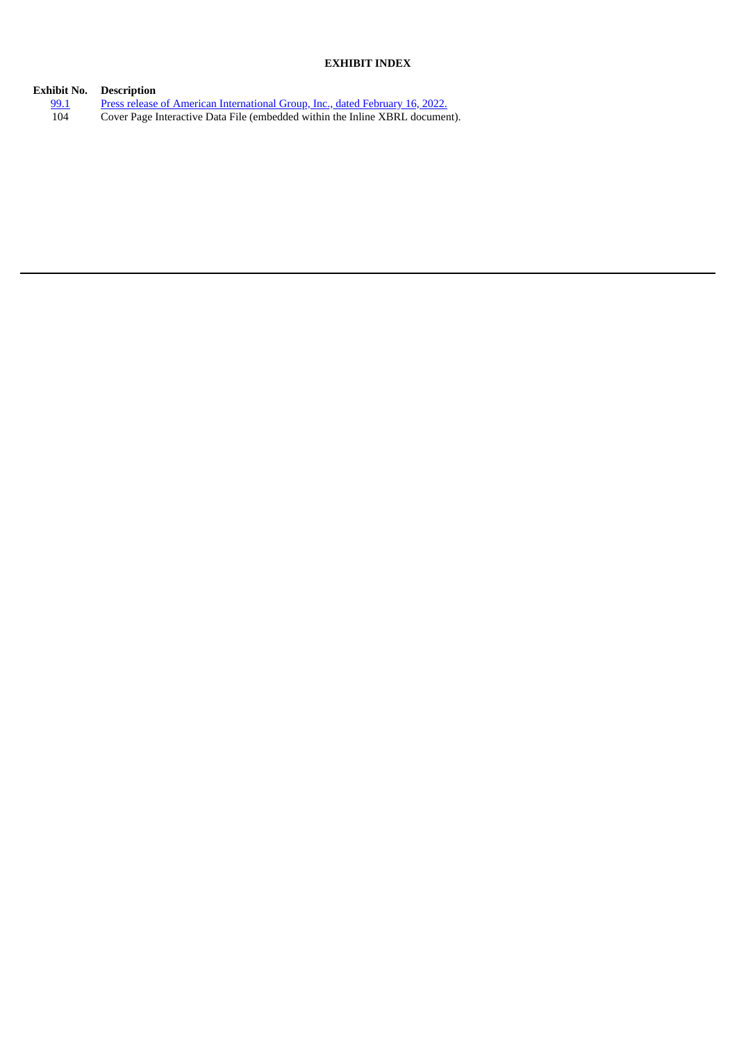**EXHIBIT INDEX**

| Exhibit No. | Description |
| --- | --- |
| 99.1 | Press release of American International Group, Inc., dated February 16, 2022. |
| 104 | Cover Page Interactive Data File (embedded within the Inline XBRL document). |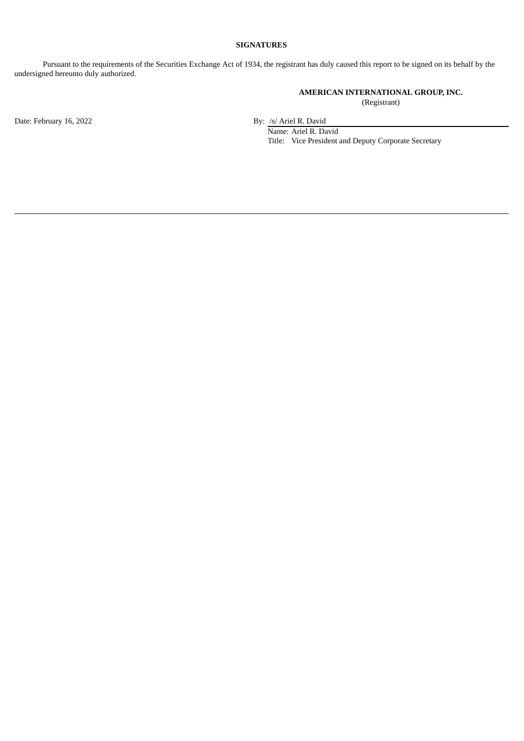**SIGNATURES**

Pursuant to the requirements of the Securities Exchange Act of 1934, the registrant has duly caused this report to be signed on its behalf by the undersigned hereunto duly authorized.

**AMERICAN INTERNATIONAL GROUP, INC.**
(Registrant)

Date: February 16, 2022

By: /s/ Ariel R. David
Name: Ariel R. David
Title: Vice President and Deputy Corporate Secretary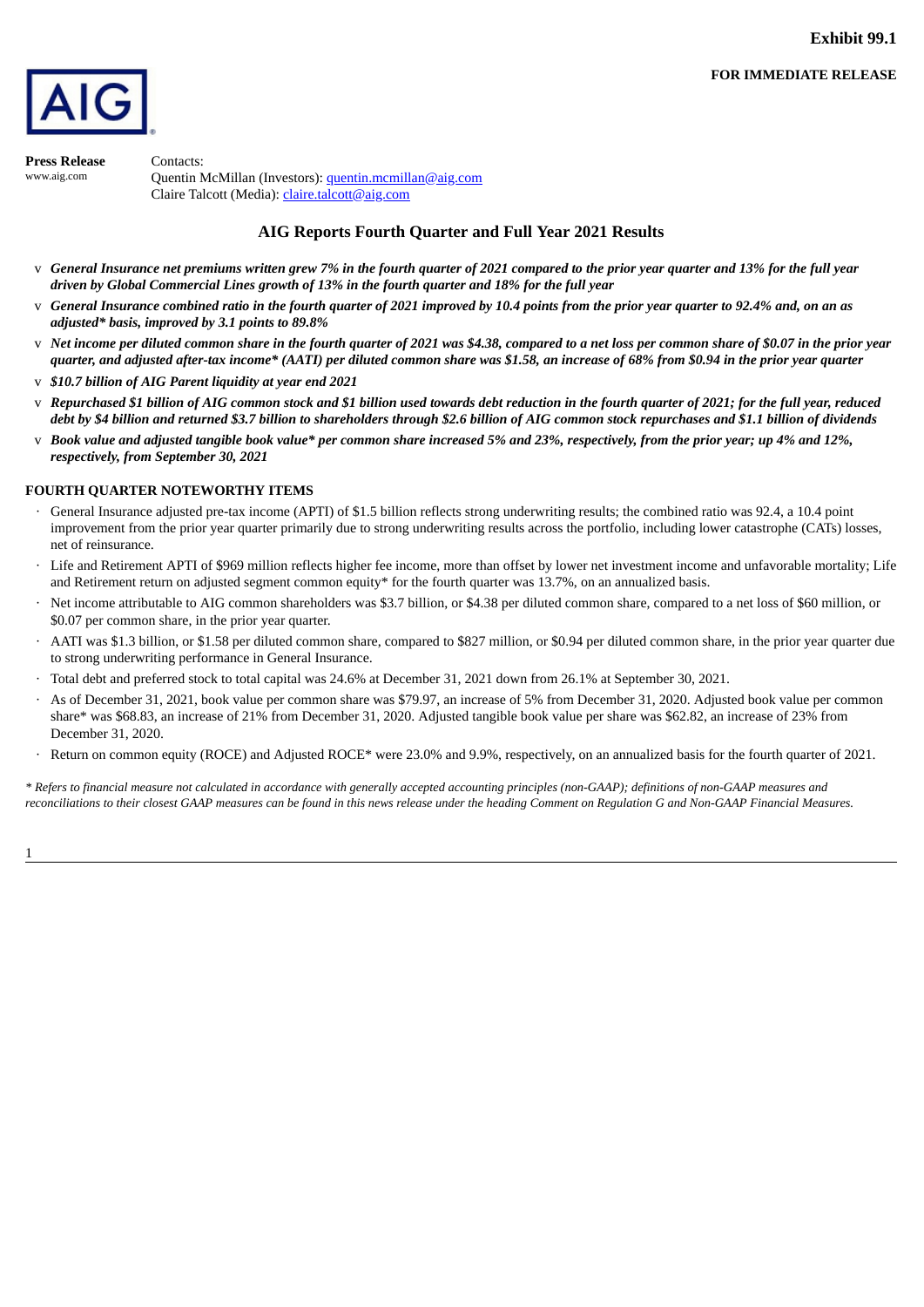**Exhibit 99.1**

**FOR IMMEDIATE RELEASE**

AIG

**Press Release**
www.aig.com

Contacts:
Quentin McMillan (Investors): quentin.mcmillan@aig.com
Claire Talcott (Media): claire.talcott@aig.com

## AIG Reports Fourth Quarter and Full Year 2021 Results

- ***General Insurance net premiums written grew 7% in the fourth quarter of 2021 compared to the prior year quarter and 13% for the full year driven by Global Commercial Lines growth of 13% in the fourth quarter and 18% for the full year***
- ***General Insurance combined ratio in the fourth quarter of 2021 improved by 10.4 points from the prior year quarter to 92.4% and, on an as adjusted* basis, improved by 3.1 points to 89.8%***
- ***Net income per diluted common share in the fourth quarter of 2021 was $4.38, compared to a net loss per common share of $0.07 in the prior year quarter, and adjusted after-tax income* (AATI) per diluted common share was $1.58, an increase of 68% from $0.94 in the prior year quarter***
- ***$10.7 billion of AIG Parent liquidity at year end 2021***
- ***Repurchased $1 billion of AIG common stock and $1 billion used towards debt reduction in the fourth quarter of 2021; for the full year, reduced debt by $4 billion and returned $3.7 billion to shareholders through $2.6 billion of AIG common stock repurchases and $1.1 billion of dividends***
- ***Book value and adjusted tangible book value* per common share increased 5% and 23%, respectively, from the prior year; up 4% and 12%, respectively, from September 30, 2021***

### FOURTH QUARTER NOTEWORTHY ITEMS

- General Insurance adjusted pre-tax income (APTI) of $1.5 billion reflects strong underwriting results; the combined ratio was 92.4, a 10.4 point improvement from the prior year quarter primarily due to strong underwriting results across the portfolio, including lower catastrophe (CATs) losses, net of reinsurance.
- Life and Retirement APTI of $969 million reflects higher fee income, more than offset by lower net investment income and unfavorable mortality; Life and Retirement return on adjusted segment common equity* for the fourth quarter was 13.7%, on an annualized basis.
- Net income attributable to AIG common shareholders was $3.7 billion, or $4.38 per diluted common share, compared to a net loss of $60 million, or $0.07 per common share, in the prior year quarter.
- AATI was $1.3 billion, or $1.58 per diluted common share, compared to $827 million, or $0.94 per diluted common share, in the prior year quarter due to strong underwriting performance in General Insurance.
- Total debt and preferred stock to total capital was 24.6% at December 31, 2021 down from 26.1% at September 30, 2021.
- As of December 31, 2021, book value per common share was $79.97, an increase of 5% from December 31, 2020. Adjusted book value per common share* was $68.83, an increase of 21% from December 31, 2020. Adjusted tangible book value per share was $62.82, an increase of 23% from December 31, 2020.
- Return on common equity (ROCE) and Adjusted ROCE* were 23.0% and 9.9%, respectively, on an annualized basis for the fourth quarter of 2021.

*\* Refers to financial measure not calculated in accordance with generally accepted accounting principles (non-GAAP); definitions of non-GAAP measures and reconciliations to their closest GAAP measures can be found in this news release under the heading Comment on Regulation G and Non-GAAP Financial Measures.*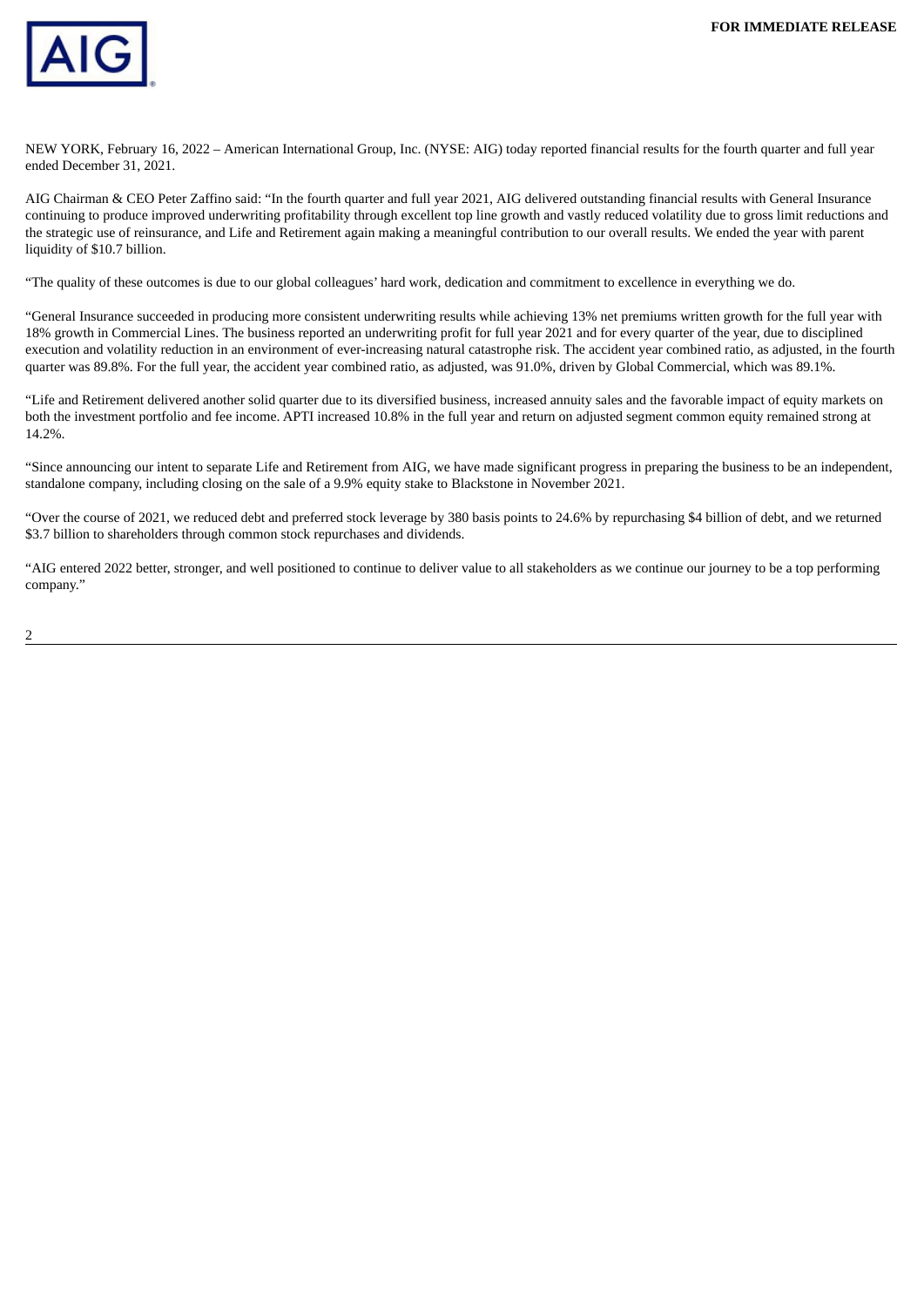**FOR IMMEDIATE RELEASE**

NEW YORK, February 16, 2022 – American International Group, Inc. (NYSE: AIG) today reported financial results for the fourth quarter and full year ended December 31, 2021.

AIG Chairman & CEO Peter Zaffino said: "In the fourth quarter and full year 2021, AIG delivered outstanding financial results with General Insurance continuing to produce improved underwriting profitability through excellent top line growth and vastly reduced volatility due to gross limit reductions and the strategic use of reinsurance, and Life and Retirement again making a meaningful contribution to our overall results. We ended the year with parent liquidity of $10.7 billion.

"The quality of these outcomes is due to our global colleagues' hard work, dedication and commitment to excellence in everything we do.

"General Insurance succeeded in producing more consistent underwriting results while achieving 13% net premiums written growth for the full year with 18% growth in Commercial Lines. The business reported an underwriting profit for full year 2021 and for every quarter of the year, due to disciplined execution and volatility reduction in an environment of ever-increasing natural catastrophe risk. The accident year combined ratio, as adjusted, in the fourth quarter was 89.8%. For the full year, the accident year combined ratio, as adjusted, was 91.0%, driven by Global Commercial, which was 89.1%.

"Life and Retirement delivered another solid quarter due to its diversified business, increased annuity sales and the favorable impact of equity markets on both the investment portfolio and fee income. APTI increased 10.8% in the full year and return on adjusted segment common equity remained strong at 14.2%.

"Since announcing our intent to separate Life and Retirement from AIG, we have made significant progress in preparing the business to be an independent, standalone company, including closing on the sale of a 9.9% equity stake to Blackstone in November 2021.

"Over the course of 2021, we reduced debt and preferred stock leverage by 380 basis points to 24.6% by repurchasing $4 billion of debt, and we returned $3.7 billion to shareholders through common stock repurchases and dividends.

"AIG entered 2022 better, stronger, and well positioned to continue to deliver value to all stakeholders as we continue our journey to be a top performing company."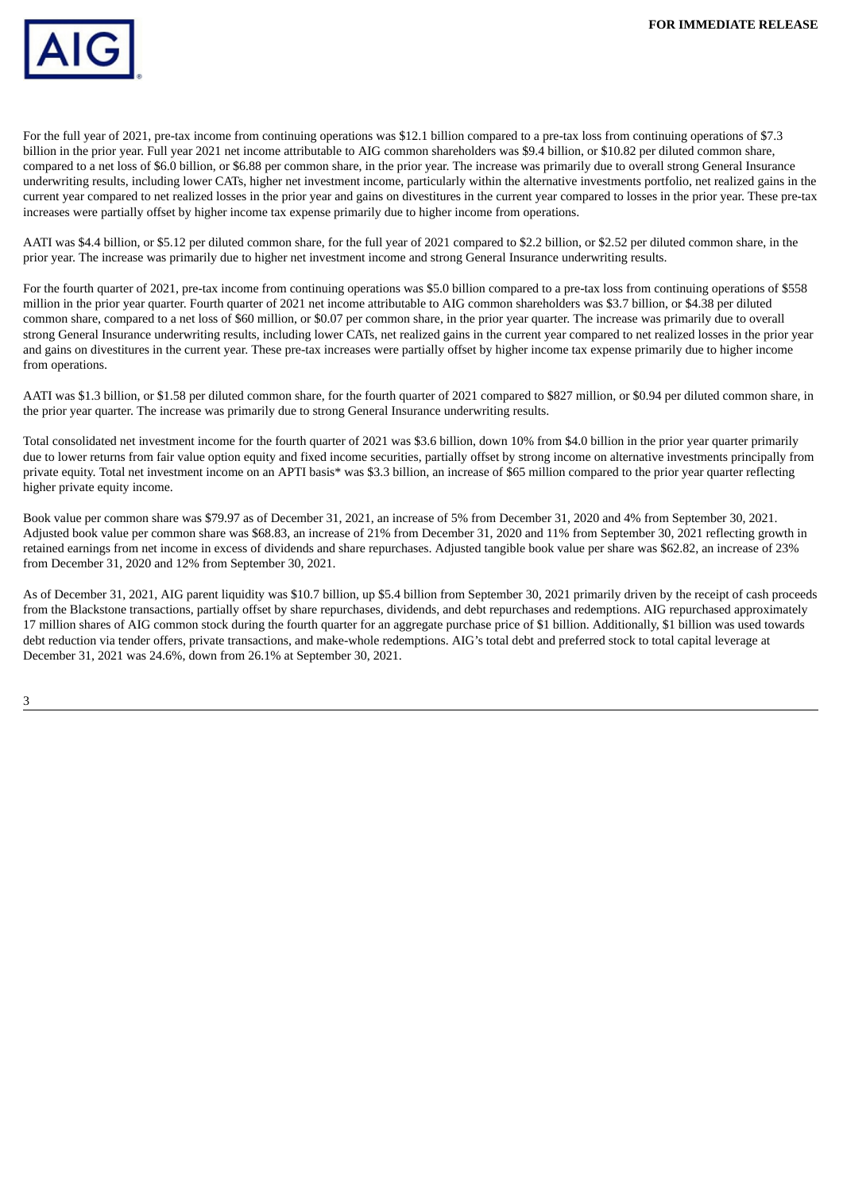For the full year of 2021, pre-tax income from continuing operations was $12.1 billion compared to a pre-tax loss from continuing operations of $7.3 billion in the prior year. Full year 2021 net income attributable to AIG common shareholders was $9.4 billion, or $10.82 per diluted common share, compared to a net loss of $6.0 billion, or $6.88 per common share, in the prior year. The increase was primarily due to overall strong General Insurance underwriting results, including lower CATs, higher net investment income, particularly within the alternative investments portfolio, net realized gains in the current year compared to net realized losses in the prior year and gains on divestitures in the current year compared to losses in the prior year. These pre-tax increases were partially offset by higher income tax expense primarily due to higher income from operations.

AATI was $4.4 billion, or $5.12 per diluted common share, for the full year of 2021 compared to $2.2 billion, or $2.52 per diluted common share, in the prior year. The increase was primarily due to higher net investment income and strong General Insurance underwriting results.

For the fourth quarter of 2021, pre-tax income from continuing operations was $5.0 billion compared to a pre-tax loss from continuing operations of $558 million in the prior year quarter. Fourth quarter of 2021 net income attributable to AIG common shareholders was $3.7 billion, or $4.38 per diluted common share, compared to a net loss of $60 million, or $0.07 per common share, in the prior year quarter. The increase was primarily due to overall strong General Insurance underwriting results, including lower CATs, net realized gains in the current year compared to net realized losses in the prior year and gains on divestitures in the current year. These pre-tax increases were partially offset by higher income tax expense primarily due to higher income from operations.

AATI was $1.3 billion, or $1.58 per diluted common share, for the fourth quarter of 2021 compared to $827 million, or $0.94 per diluted common share, in the prior year quarter. The increase was primarily due to strong General Insurance underwriting results.

Total consolidated net investment income for the fourth quarter of 2021 was $3.6 billion, down 10% from $4.0 billion in the prior year quarter primarily due to lower returns from fair value option equity and fixed income securities, partially offset by strong income on alternative investments principally from private equity. Total net investment income on an APTI basis* was $3.3 billion, an increase of $65 million compared to the prior year quarter reflecting higher private equity income.

Book value per common share was $79.97 as of December 31, 2021, an increase of 5% from December 31, 2020 and 4% from September 30, 2021. Adjusted book value per common share was $68.83, an increase of 21% from December 31, 2020 and 11% from September 30, 2021 reflecting growth in retained earnings from net income in excess of dividends and share repurchases. Adjusted tangible book value per share was $62.82, an increase of 23% from December 31, 2020 and 12% from September 30, 2021.

As of December 31, 2021, AIG parent liquidity was $10.7 billion, up $5.4 billion from September 30, 2021 primarily driven by the receipt of cash proceeds from the Blackstone transactions, partially offset by share repurchases, dividends, and debt repurchases and redemptions. AIG repurchased approximately 17 million shares of AIG common stock during the fourth quarter for an aggregate purchase price of $1 billion. Additionally, $1 billion was used towards debt reduction via tender offers, private transactions, and make-whole redemptions. AIG's total debt and preferred stock to total capital leverage at December 31, 2021 was 24.6%, down from 26.1% at September 30, 2021.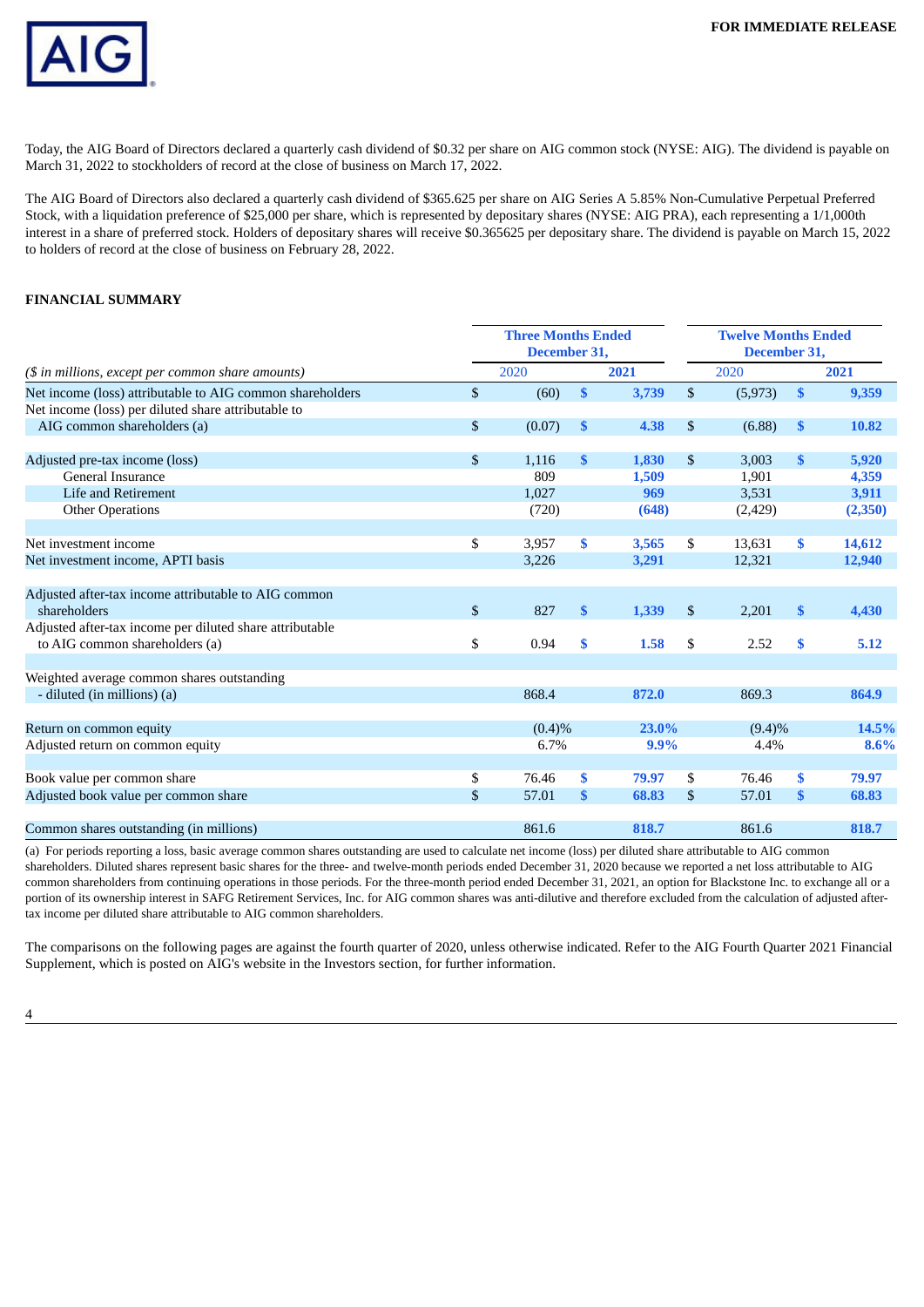FOR IMMEDIATE RELEASE

Today, the AIG Board of Directors declared a quarterly cash dividend of $0.32 per share on AIG common stock (NYSE: AIG). The dividend is payable on March 31, 2022 to stockholders of record at the close of business on March 17, 2022.

The AIG Board of Directors also declared a quarterly cash dividend of $365.625 per share on AIG Series A 5.85% Non-Cumulative Perpetual Preferred Stock, with a liquidation preference of $25,000 per share, which is represented by depositary shares (NYSE: AIG PRA), each representing a 1/1,000th interest in a share of preferred stock. Holders of depositary shares will receive $0.365625 per depositary share. The dividend is payable on March 15, 2022 to holders of record at the close of business on February 28, 2022.

**FINANCIAL SUMMARY**

| | Three Months Ended December 31, | | Twelve Months Ended December 31, | |
|---|---|---|---|---|
| *($ in millions, except per common share amounts)* | 2020 | **2021** | 2020 | **2021** |
| Net income (loss) attributable to AIG common shareholders | $ (60) | **$ 3,739** | $ (5,973) | **$ 9,359** |
| Net income (loss) per diluted share attributable to AIG common shareholders (a) | $ (0.07) | **$ 4.38** | $ (6.88) | **$ 10.82** |
| Adjusted pre-tax income (loss) | $ 1,116 | **$ 1,830** | $ 3,003 | **$ 5,920** |
| General Insurance | 809 | **1,509** | 1,901 | **4,359** |
| Life and Retirement | 1,027 | **969** | 3,531 | **3,911** |
| Other Operations | (720) | **(648)** | (2,429) | **(2,350)** |
| Net investment income | $ 3,957 | **$ 3,565** | $ 13,631 | **$ 14,612** |
| Net investment income, APTI basis | 3,226 | **3,291** | 12,321 | **12,940** |
| Adjusted after-tax income attributable to AIG common shareholders | $ 827 | **$ 1,339** | $ 2,201 | **$ 4,430** |
| Adjusted after-tax income per diluted share attributable to AIG common shareholders (a) | $ 0.94 | **$ 1.58** | $ 2.52 | **$ 5.12** |
| Weighted average common shares outstanding - diluted (in millions) (a) | 868.4 | **872.0** | 869.3 | **864.9** |
| Return on common equity | (0.4)% | **23.0%** | (9.4)% | **14.5%** |
| Adjusted return on common equity | 6.7% | **9.9%** | 4.4% | **8.6%** |
| Book value per common share | $ 76.46 | **$ 79.97** | $ 76.46 | **$ 79.97** |
| Adjusted book value per common share | $ 57.01 | **$ 68.83** | $ 57.01 | **$ 68.83** |
| Common shares outstanding (in millions) | 861.6 | **818.7** | 861.6 | **818.7** |

(a) For periods reporting a loss, basic average common shares outstanding are used to calculate net income (loss) per diluted share attributable to AIG common shareholders. Diluted shares represent basic shares for the three- and twelve-month periods ended December 31, 2020 because we reported a net loss attributable to AIG common shareholders from continuing operations in those periods. For the three-month period ended December 31, 2021, an option for Blackstone Inc. to exchange all or a portion of its ownership interest in SAFG Retirement Services, Inc. for AIG common shares was anti-dilutive and therefore excluded from the calculation of adjusted after-tax income per diluted share attributable to AIG common shareholders.

The comparisons on the following pages are against the fourth quarter of 2020, unless otherwise indicated. Refer to the AIG Fourth Quarter 2021 Financial Supplement, which is posted on AIG's website in the Investors section, for further information.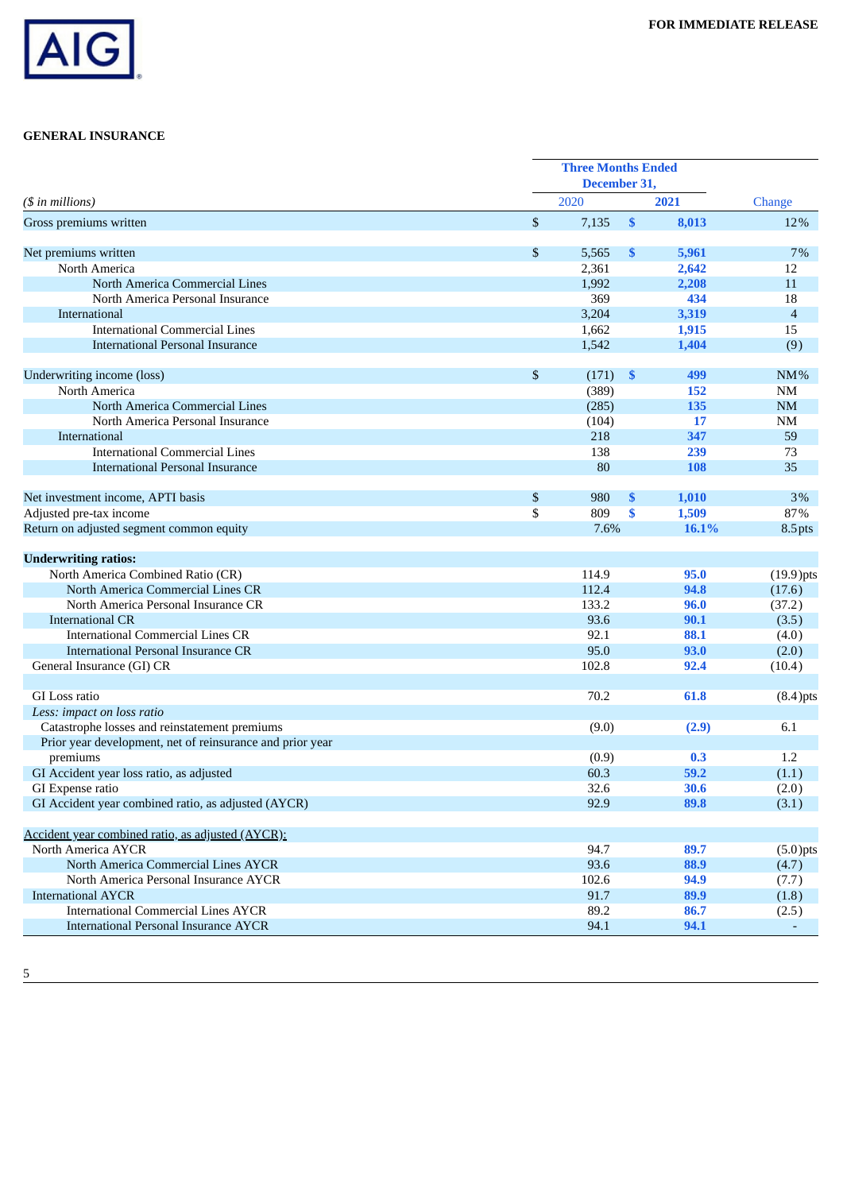**FOR IMMEDIATE RELEASE**

## GENERAL INSURANCE

| | Three Months Ended December 31, | | |
|---|---|---|---|
| *($ in millions)* | 2020 | 2021 | Change |
| Gross premiums written | $ 7,135 | $ **8,013** | 12% |
| | | | |
| Net premiums written | $ 5,565 | $ **5,961** | 7% |
| North America | 2,361 | **2,642** | 12 |
| North America Commercial Lines | 1,992 | **2,208** | 11 |
| North America Personal Insurance | 369 | **434** | 18 |
| International | 3,204 | **3,319** | 4 |
| International Commercial Lines | 1,662 | **1,915** | 15 |
| International Personal Insurance | 1,542 | **1,404** | (9) |
| | | | |
| Underwriting income (loss) | $ (171) | $ **499** | NM% |
| North America | (389) | **152** | NM |
| North America Commercial Lines | (285) | **135** | NM |
| North America Personal Insurance | (104) | **17** | NM |
| International | 218 | **347** | 59 |
| International Commercial Lines | 138 | **239** | 73 |
| International Personal Insurance | 80 | **108** | 35 |
| | | | |
| Net investment income, APTI basis | $ 980 | $ **1,010** | 3% |
| Adjusted pre-tax income | $ 809 | $ **1,509** | 87% |
| Return on adjusted segment common equity | 7.6% | **16.1%** | 8.5pts |
| | | | |
| **Underwriting ratios:** | | | |
| North America Combined Ratio (CR) | 114.9 | **95.0** | (19.9)pts |
| North America Commercial Lines CR | 112.4 | **94.8** | (17.6) |
| North America Personal Insurance CR | 133.2 | **96.0** | (37.2) |
| International CR | 93.6 | **90.1** | (3.5) |
| International Commercial Lines CR | 92.1 | **88.1** | (4.0) |
| International Personal Insurance CR | 95.0 | **93.0** | (2.0) |
| General Insurance (GI) CR | 102.8 | **92.4** | (10.4) |
| | | | |
| GI Loss ratio | 70.2 | **61.8** | (8.4)pts |
| *Less: impact on loss ratio* | | | |
| Catastrophe losses and reinstatement premiums | (9.0) | **(2.9)** | 6.1 |
| Prior year development, net of reinsurance and prior year premiums | (0.9) | **0.3** | 1.2 |
| GI Accident year loss ratio, as adjusted | 60.3 | **59.2** | (1.1) |
| GI Expense ratio | 32.6 | **30.6** | (2.0) |
| GI Accident year combined ratio, as adjusted (AYCR) | 92.9 | **89.8** | (3.1) |
| | | | |
| Accident year combined ratio, as adjusted (AYCR): | | | |
| North America AYCR | 94.7 | **89.7** | (5.0)pts |
| North America Commercial Lines AYCR | 93.6 | **88.9** | (4.7) |
| North America Personal Insurance AYCR | 102.6 | **94.9** | (7.7) |
| International AYCR | 91.7 | **89.9** | (1.8) |
| International Commercial Lines AYCR | 89.2 | **86.7** | (2.5) |
| International Personal Insurance AYCR | 94.1 | **94.1** | - |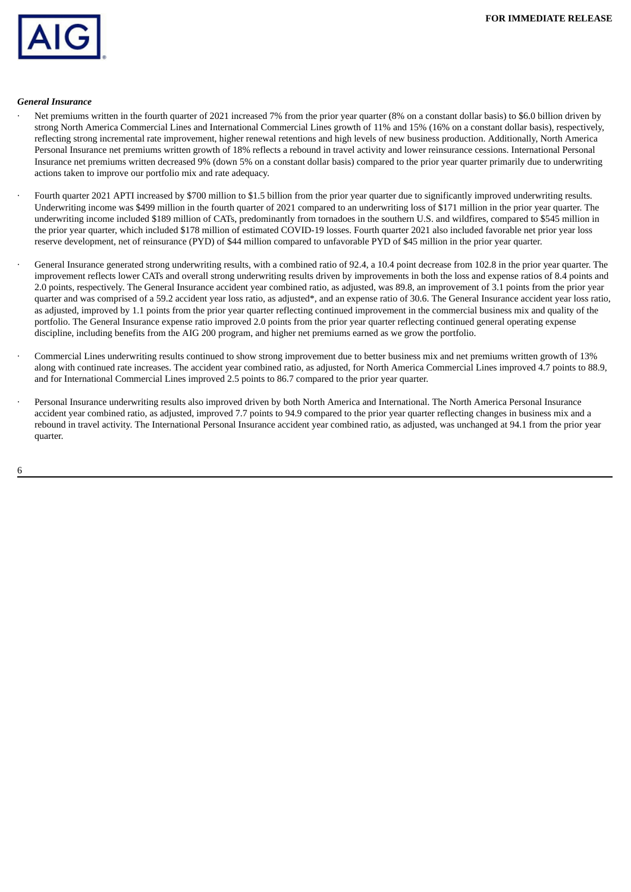***General Insurance***

- Net premiums written in the fourth quarter of 2021 increased 7% from the prior year quarter (8% on a constant dollar basis) to $6.0 billion driven by strong North America Commercial Lines and International Commercial Lines growth of 11% and 15% (16% on a constant dollar basis), respectively, reflecting strong incremental rate improvement, higher renewal retentions and high levels of new business production. Additionally, North America Personal Insurance net premiums written growth of 18% reflects a rebound in travel activity and lower reinsurance cessions. International Personal Insurance net premiums written decreased 9% (down 5% on a constant dollar basis) compared to the prior year quarter primarily due to underwriting actions taken to improve our portfolio mix and rate adequacy.

- Fourth quarter 2021 APTI increased by $700 million to $1.5 billion from the prior year quarter due to significantly improved underwriting results. Underwriting income was $499 million in the fourth quarter of 2021 compared to an underwriting loss of $171 million in the prior year quarter. The underwriting income included $189 million of CATs, predominantly from tornadoes in the southern U.S. and wildfires, compared to $545 million in the prior year quarter, which included $178 million of estimated COVID-19 losses. Fourth quarter 2021 also included favorable net prior year loss reserve development, net of reinsurance (PYD) of $44 million compared to unfavorable PYD of $45 million in the prior year quarter.

- General Insurance generated strong underwriting results, with a combined ratio of 92.4, a 10.4 point decrease from 102.8 in the prior year quarter. The improvement reflects lower CATs and overall strong underwriting results driven by improvements in both the loss and expense ratios of 8.4 points and 2.0 points, respectively. The General Insurance accident year combined ratio, as adjusted, was 89.8, an improvement of 3.1 points from the prior year quarter and was comprised of a 59.2 accident year loss ratio, as adjusted*, and an expense ratio of 30.6. The General Insurance accident year loss ratio, as adjusted, improved by 1.1 points from the prior year quarter reflecting continued improvement in the commercial business mix and quality of the portfolio. The General Insurance expense ratio improved 2.0 points from the prior year quarter reflecting continued general operating expense discipline, including benefits from the AIG 200 program, and higher net premiums earned as we grow the portfolio.

- Commercial Lines underwriting results continued to show strong improvement due to better business mix and net premiums written growth of 13% along with continued rate increases. The accident year combined ratio, as adjusted, for North America Commercial Lines improved 4.7 points to 88.9, and for International Commercial Lines improved 2.5 points to 86.7 compared to the prior year quarter.

- Personal Insurance underwriting results also improved driven by both North America and International. The North America Personal Insurance accident year combined ratio, as adjusted, improved 7.7 points to 94.9 compared to the prior year quarter reflecting changes in business mix and a rebound in travel activity. The International Personal Insurance accident year combined ratio, as adjusted, was unchanged at 94.1 from the prior year quarter.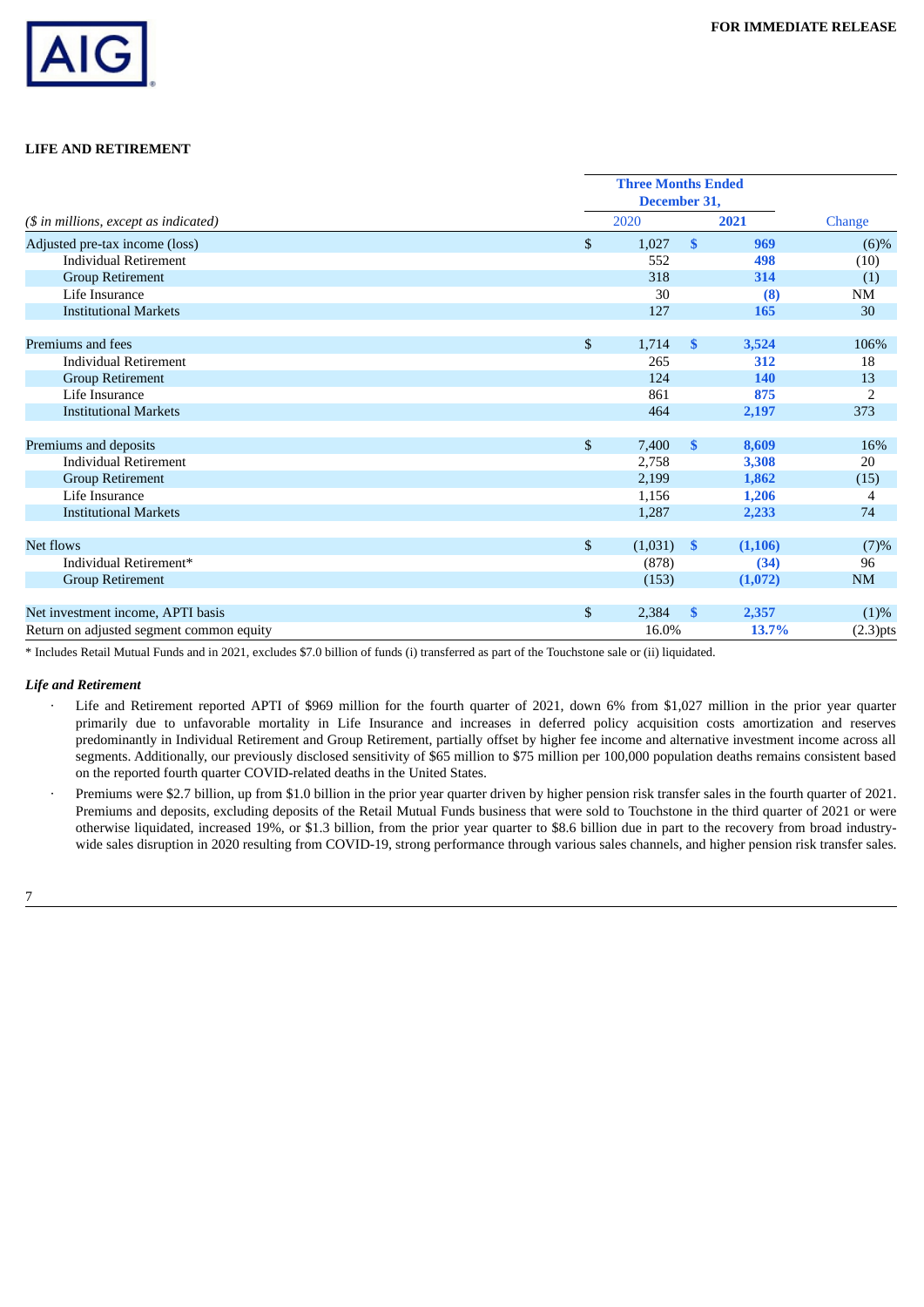## LIFE AND RETIREMENT

| ($ in millions, except as indicated) | Three Months Ended December 31, 2020 | 2021 | Change |
|---|---|---|---|
| Adjusted pre-tax income (loss) | $ 1,027 | $ 969 | (6)% |
| Individual Retirement | 552 | 498 | (10) |
| Group Retirement | 318 | 314 | (1) |
| Life Insurance | 30 | (8) | NM |
| Institutional Markets | 127 | 165 | 30 |
| | | | |
| Premiums and fees | $ 1,714 | $ 3,524 | 106% |
| Individual Retirement | 265 | 312 | 18 |
| Group Retirement | 124 | 140 | 13 |
| Life Insurance | 861 | 875 | 2 |
| Institutional Markets | 464 | 2,197 | 373 |
| | | | |
| Premiums and deposits | $ 7,400 | $ 8,609 | 16% |
| Individual Retirement | 2,758 | 3,308 | 20 |
| Group Retirement | 2,199 | 1,862 | (15) |
| Life Insurance | 1,156 | 1,206 | 4 |
| Institutional Markets | 1,287 | 2,233 | 74 |
| | | | |
| Net flows | $ (1,031) | $ (1,106) | (7)% |
| Individual Retirement* | (878) | (34) | 96 |
| Group Retirement | (153) | (1,072) | NM |
| | | | |
| Net investment income, APTI basis | $ 2,384 | $ 2,357 | (1)% |
| Return on adjusted segment common equity | 16.0% | 13.7% | (2.3)pts |

* Includes Retail Mutual Funds and in 2021, excludes $7.0 billion of funds (i) transferred as part of the Touchstone sale or (ii) liquidated.

### *Life and Retirement*

- Life and Retirement reported APTI of $969 million for the fourth quarter of 2021, down 6% from $1,027 million in the prior year quarter primarily due to unfavorable mortality in Life Insurance and increases in deferred policy acquisition costs amortization and reserves predominantly in Individual Retirement and Group Retirement, partially offset by higher fee income and alternative investment income across all segments. Additionally, our previously disclosed sensitivity of $65 million to $75 million per 100,000 population deaths remains consistent based on the reported fourth quarter COVID-related deaths in the United States.
- Premiums were $2.7 billion, up from $1.0 billion in the prior year quarter driven by higher pension risk transfer sales in the fourth quarter of 2021. Premiums and deposits, excluding deposits of the Retail Mutual Funds business that were sold to Touchstone in the third quarter of 2021 or were otherwise liquidated, increased 19%, or $1.3 billion, from the prior year quarter to $8.6 billion due in part to the recovery from broad industry-wide sales disruption in 2020 resulting from COVID-19, strong performance through various sales channels, and higher pension risk transfer sales.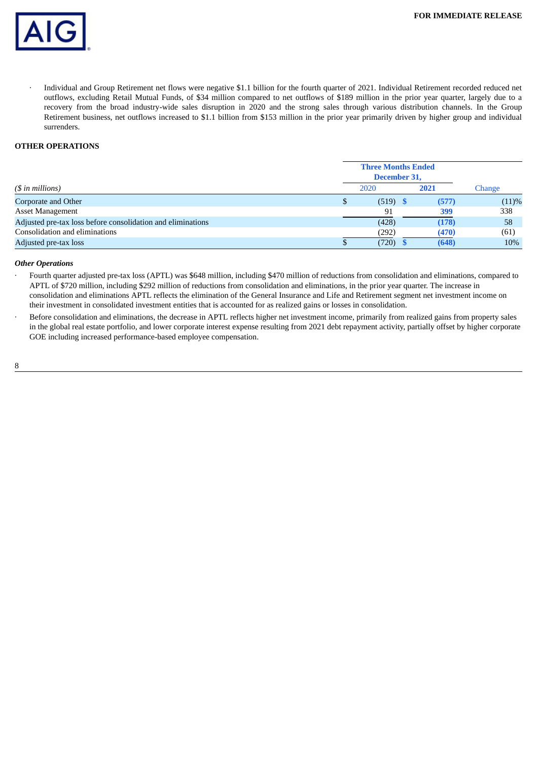- Individual and Group Retirement net flows were negative $1.1 billion for the fourth quarter of 2021. Individual Retirement recorded reduced net outflows, excluding Retail Mutual Funds, of $34 million compared to net outflows of $189 million in the prior year quarter, largely due to a recovery from the broad industry-wide sales disruption in 2020 and the strong sales through various distribution channels. In the Group Retirement business, net outflows increased to $1.1 billion from $153 million in the prior year primarily driven by higher group and individual surrenders.

**OTHER OPERATIONS**

| *($ in millions)* | Three Months Ended December 31, 2020 | Three Months Ended December 31, 2021 | Change |
|---|---|---|---|
| Corporate and Other | $ (519) | **$ (577)** | (11)% |
| Asset Management | 91 | **399** | 338 |
| Adjusted pre-tax loss before consolidation and eliminations | (428) | **(178)** | 58 |
| Consolidation and eliminations | (292) | **(470)** | (61) |
| Adjusted pre-tax loss | $ (720) | **$ (648)** | 10% |

***Other Operations***

- Fourth quarter adjusted pre-tax loss (APTL) was $648 million, including $470 million of reductions from consolidation and eliminations, compared to APTL of $720 million, including $292 million of reductions from consolidation and eliminations, in the prior year quarter. The increase in consolidation and eliminations APTL reflects the elimination of the General Insurance and Life and Retirement segment net investment income on their investment in consolidated investment entities that is accounted for as realized gains or losses in consolidation.
- Before consolidation and eliminations, the decrease in APTL reflects higher net investment income, primarily from realized gains from property sales in the global real estate portfolio, and lower corporate interest expense resulting from 2021 debt repayment activity, partially offset by higher corporate GOE including increased performance-based employee compensation.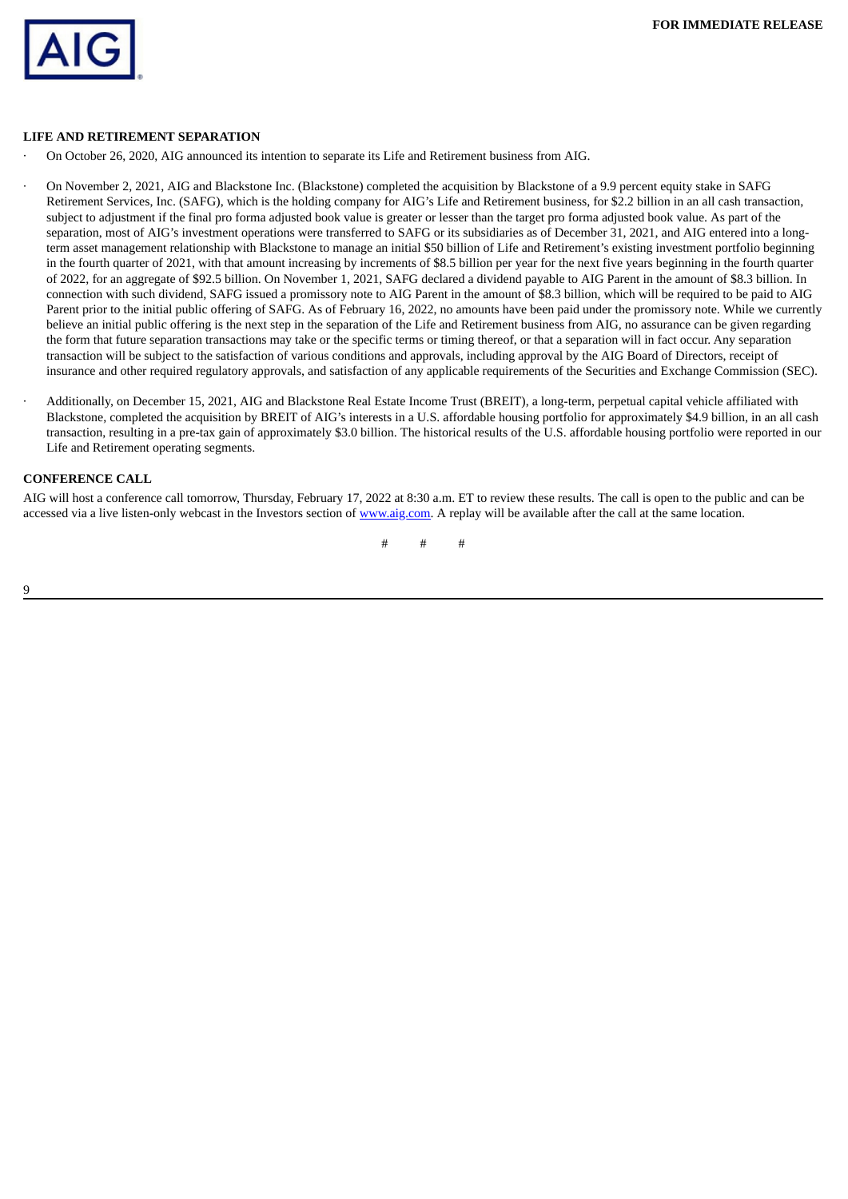FOR IMMEDIATE RELEASE

## LIFE AND RETIREMENT SEPARATION

- On October 26, 2020, AIG announced its intention to separate its Life and Retirement business from AIG.
- On November 2, 2021, AIG and Blackstone Inc. (Blackstone) completed the acquisition by Blackstone of a 9.9 percent equity stake in SAFG Retirement Services, Inc. (SAFG), which is the holding company for AIG's Life and Retirement business, for $2.2 billion in an all cash transaction, subject to adjustment if the final pro forma adjusted book value is greater or lesser than the target pro forma adjusted book value. As part of the separation, most of AIG's investment operations were transferred to SAFG or its subsidiaries as of December 31, 2021, and AIG entered into a long-term asset management relationship with Blackstone to manage an initial $50 billion of Life and Retirement's existing investment portfolio beginning in the fourth quarter of 2021, with that amount increasing by increments of $8.5 billion per year for the next five years beginning in the fourth quarter of 2022, for an aggregate of $92.5 billion. On November 1, 2021, SAFG declared a dividend payable to AIG Parent in the amount of $8.3 billion. In connection with such dividend, SAFG issued a promissory note to AIG Parent in the amount of $8.3 billion, which will be required to be paid to AIG Parent prior to the initial public offering of SAFG. As of February 16, 2022, no amounts have been paid under the promissory note. While we currently believe an initial public offering is the next step in the separation of the Life and Retirement business from AIG, no assurance can be given regarding the form that future separation transactions may take or the specific terms or timing thereof, or that a separation will in fact occur. Any separation transaction will be subject to the satisfaction of various conditions and approvals, including approval by the AIG Board of Directors, receipt of insurance and other required regulatory approvals, and satisfaction of any applicable requirements of the Securities and Exchange Commission (SEC).
- Additionally, on December 15, 2021, AIG and Blackstone Real Estate Income Trust (BREIT), a long-term, perpetual capital vehicle affiliated with Blackstone, completed the acquisition by BREIT of AIG's interests in a U.S. affordable housing portfolio for approximately $4.9 billion, in an all cash transaction, resulting in a pre-tax gain of approximately $3.0 billion. The historical results of the U.S. affordable housing portfolio were reported in our Life and Retirement operating segments.

## CONFERENCE CALL

AIG will host a conference call tomorrow, Thursday, February 17, 2022 at 8:30 a.m. ET to review these results. The call is open to the public and can be accessed via a live listen-only webcast in the Investors section of www.aig.com. A replay will be available after the call at the same location.

\# # #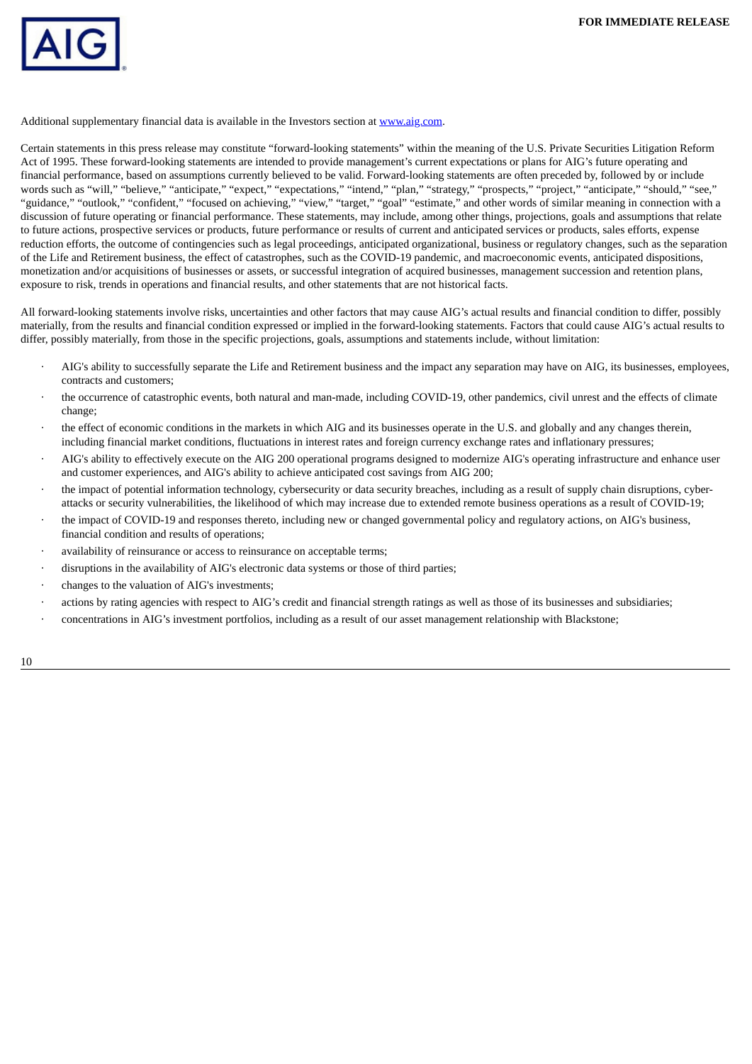Additional supplementary financial data is available in the Investors section at [www.aig.com](http://www.aig.com).

Certain statements in this press release may constitute "forward-looking statements" within the meaning of the U.S. Private Securities Litigation Reform Act of 1995. These forward-looking statements are intended to provide management's current expectations or plans for AIG's future operating and financial performance, based on assumptions currently believed to be valid. Forward-looking statements are often preceded by, followed by or include words such as "will," "believe," "anticipate," "expect," "expectations," "intend," "plan," "strategy," "prospects," "project," "anticipate," "should," "see," "guidance," "outlook," "confident," "focused on achieving," "view," "target," "goal" "estimate," and other words of similar meaning in connection with a discussion of future operating or financial performance. These statements, may include, among other things, projections, goals and assumptions that relate to future actions, prospective services or products, future performance or results of current and anticipated services or products, sales efforts, expense reduction efforts, the outcome of contingencies such as legal proceedings, anticipated organizational, business or regulatory changes, such as the separation of the Life and Retirement business, the effect of catastrophes, such as the COVID-19 pandemic, and macroeconomic events, anticipated dispositions, monetization and/or acquisitions of businesses or assets, or successful integration of acquired businesses, management succession and retention plans, exposure to risk, trends in operations and financial results, and other statements that are not historical facts.

All forward-looking statements involve risks, uncertainties and other factors that may cause AIG's actual results and financial condition to differ, possibly materially, from the results and financial condition expressed or implied in the forward-looking statements. Factors that could cause AIG's actual results to differ, possibly materially, from those in the specific projections, goals, assumptions and statements include, without limitation:

- AIG's ability to successfully separate the Life and Retirement business and the impact any separation may have on AIG, its businesses, employees, contracts and customers;
- the occurrence of catastrophic events, both natural and man-made, including COVID-19, other pandemics, civil unrest and the effects of climate change;
- the effect of economic conditions in the markets in which AIG and its businesses operate in the U.S. and globally and any changes therein, including financial market conditions, fluctuations in interest rates and foreign currency exchange rates and inflationary pressures;
- AIG's ability to effectively execute on the AIG 200 operational programs designed to modernize AIG's operating infrastructure and enhance user and customer experiences, and AIG's ability to achieve anticipated cost savings from AIG 200;
- the impact of potential information technology, cybersecurity or data security breaches, including as a result of supply chain disruptions, cyber-attacks or security vulnerabilities, the likelihood of which may increase due to extended remote business operations as a result of COVID-19;
- the impact of COVID-19 and responses thereto, including new or changed governmental policy and regulatory actions, on AIG's business, financial condition and results of operations;
- availability of reinsurance or access to reinsurance on acceptable terms;
- disruptions in the availability of AIG's electronic data systems or those of third parties;
- changes to the valuation of AIG's investments;
- actions by rating agencies with respect to AIG's credit and financial strength ratings as well as those of its businesses and subsidiaries;
- concentrations in AIG's investment portfolios, including as a result of our asset management relationship with Blackstone;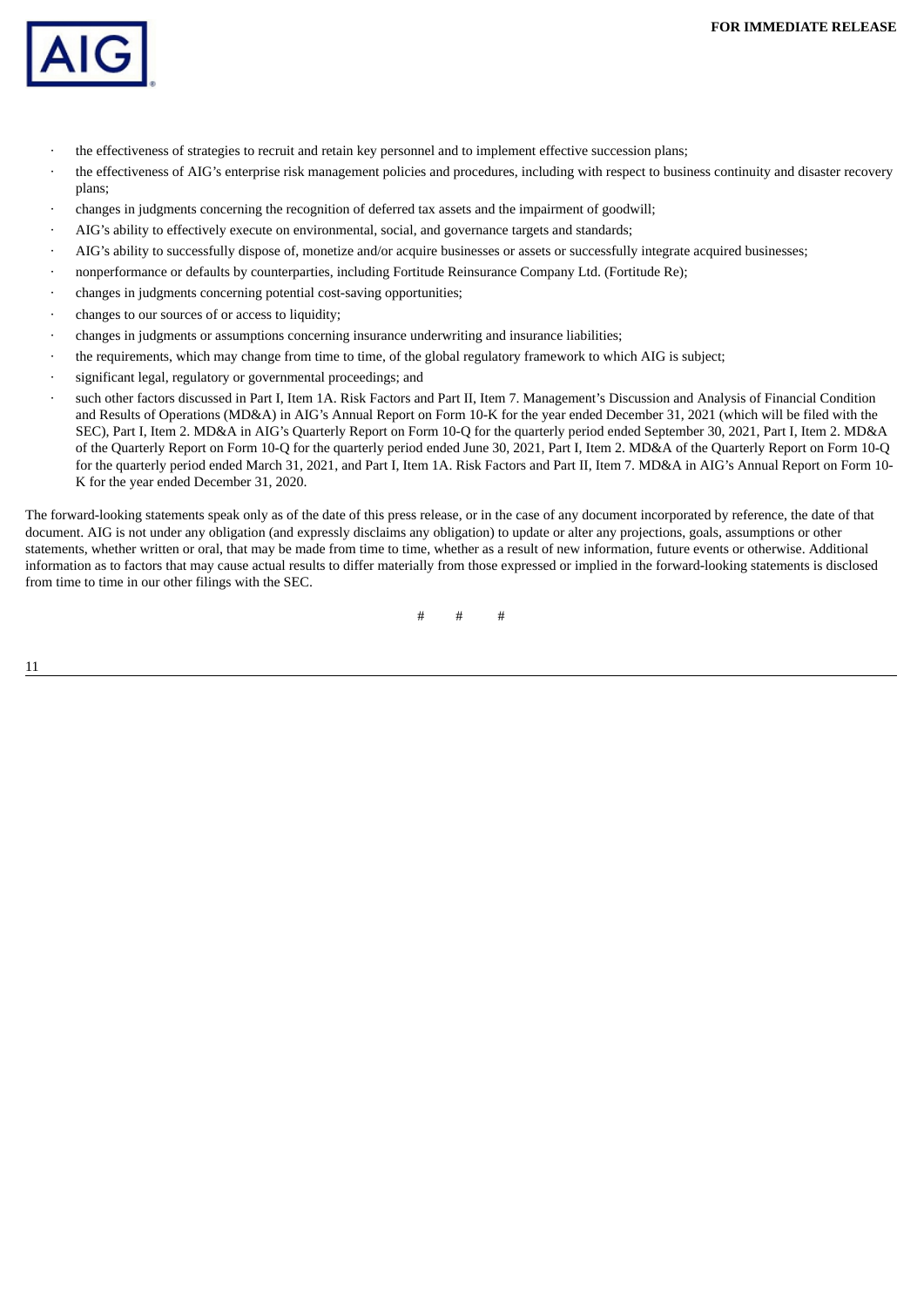- the effectiveness of strategies to recruit and retain key personnel and to implement effective succession plans;
- the effectiveness of AIG's enterprise risk management policies and procedures, including with respect to business continuity and disaster recovery plans;
- changes in judgments concerning the recognition of deferred tax assets and the impairment of goodwill;
- AIG's ability to effectively execute on environmental, social, and governance targets and standards;
- AIG's ability to successfully dispose of, monetize and/or acquire businesses or assets or successfully integrate acquired businesses;
- nonperformance or defaults by counterparties, including Fortitude Reinsurance Company Ltd. (Fortitude Re);
- changes in judgments concerning potential cost-saving opportunities;
- changes to our sources of or access to liquidity;
- changes in judgments or assumptions concerning insurance underwriting and insurance liabilities;
- the requirements, which may change from time to time, of the global regulatory framework to which AIG is subject;
- significant legal, regulatory or governmental proceedings; and
- such other factors discussed in Part I, Item 1A. Risk Factors and Part II, Item 7. Management's Discussion and Analysis of Financial Condition and Results of Operations (MD&A) in AIG's Annual Report on Form 10-K for the year ended December 31, 2021 (which will be filed with the SEC), Part I, Item 2. MD&A in AIG's Quarterly Report on Form 10-Q for the quarterly period ended September 30, 2021, Part I, Item 2. MD&A of the Quarterly Report on Form 10-Q for the quarterly period ended June 30, 2021, Part I, Item 2. MD&A of the Quarterly Report on Form 10-Q for the quarterly period ended March 31, 2021, and Part I, Item 1A. Risk Factors and Part II, Item 7. MD&A in AIG's Annual Report on Form 10-K for the year ended December 31, 2020.

The forward-looking statements speak only as of the date of this press release, or in the case of any document incorporated by reference, the date of that document. AIG is not under any obligation (and expressly disclaims any obligation) to update or alter any projections, goals, assumptions or other statements, whether written or oral, that may be made from time to time, whether as a result of new information, future events or otherwise. Additional information as to factors that may cause actual results to differ materially from those expressed or implied in the forward-looking statements is disclosed from time to time in our other filings with the SEC.

\# \# \#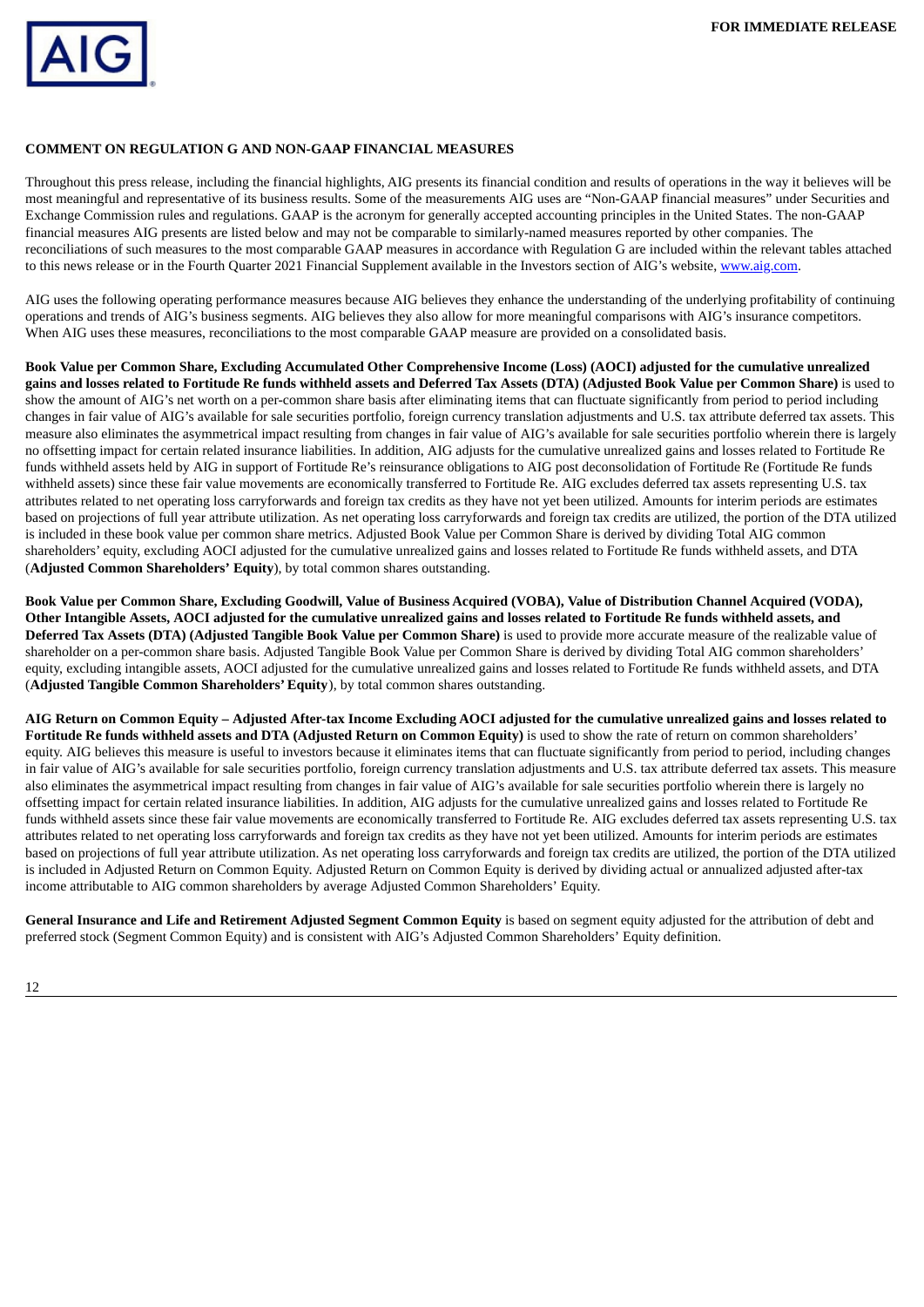**FOR IMMEDIATE RELEASE**

**COMMENT ON REGULATION G AND NON-GAAP FINANCIAL MEASURES**

Throughout this press release, including the financial highlights, AIG presents its financial condition and results of operations in the way it believes will be most meaningful and representative of its business results. Some of the measurements AIG uses are "Non-GAAP financial measures" under Securities and Exchange Commission rules and regulations. GAAP is the acronym for generally accepted accounting principles in the United States. The non-GAAP financial measures AIG presents are listed below and may not be comparable to similarly-named measures reported by other companies. The reconciliations of such measures to the most comparable GAAP measures in accordance with Regulation G are included within the relevant tables attached to this news release or in the Fourth Quarter 2021 Financial Supplement available in the Investors section of AIG's website, www.aig.com.

AIG uses the following operating performance measures because AIG believes they enhance the understanding of the underlying profitability of continuing operations and trends of AIG's business segments. AIG believes they also allow for more meaningful comparisons with AIG's insurance competitors. When AIG uses these measures, reconciliations to the most comparable GAAP measure are provided on a consolidated basis.

**Book Value per Common Share, Excluding Accumulated Other Comprehensive Income (Loss) (AOCI) adjusted for the cumulative unrealized gains and losses related to Fortitude Re funds withheld assets and Deferred Tax Assets (DTA) (Adjusted Book Value per Common Share)** is used to show the amount of AIG's net worth on a per-common share basis after eliminating items that can fluctuate significantly from period to period including changes in fair value of AIG's available for sale securities portfolio, foreign currency translation adjustments and U.S. tax attribute deferred tax assets. This measure also eliminates the asymmetrical impact resulting from changes in fair value of AIG's available for sale securities portfolio wherein there is largely no offsetting impact for certain related insurance liabilities. In addition, AIG adjusts for the cumulative unrealized gains and losses related to Fortitude Re funds withheld assets held by AIG in support of Fortitude Re's reinsurance obligations to AIG post deconsolidation of Fortitude Re (Fortitude Re funds withheld assets) since these fair value movements are economically transferred to Fortitude Re. AIG excludes deferred tax assets representing U.S. tax attributes related to net operating loss carryforwards and foreign tax credits as they have not yet been utilized. Amounts for interim periods are estimates based on projections of full year attribute utilization. As net operating loss carryforwards and foreign tax credits are utilized, the portion of the DTA utilized is included in these book value per common share metrics. Adjusted Book Value per Common Share is derived by dividing Total AIG common shareholders' equity, excluding AOCI adjusted for the cumulative unrealized gains and losses related to Fortitude Re funds withheld assets, and DTA (**Adjusted Common Shareholders' Equity**), by total common shares outstanding.

**Book Value per Common Share, Excluding Goodwill, Value of Business Acquired (VOBA), Value of Distribution Channel Acquired (VODA), Other Intangible Assets, AOCI adjusted for the cumulative unrealized gains and losses related to Fortitude Re funds withheld assets, and Deferred Tax Assets (DTA) (Adjusted Tangible Book Value per Common Share)** is used to provide more accurate measure of the realizable value of shareholder on a per-common share basis. Adjusted Tangible Book Value per Common Share is derived by dividing Total AIG common shareholders' equity, excluding intangible assets, AOCI adjusted for the cumulative unrealized gains and losses related to Fortitude Re funds withheld assets, and DTA (**Adjusted Tangible Common Shareholders' Equity**), by total common shares outstanding.

**AIG Return on Common Equity – Adjusted After-tax Income Excluding AOCI adjusted for the cumulative unrealized gains and losses related to Fortitude Re funds withheld assets and DTA (Adjusted Return on Common Equity)** is used to show the rate of return on common shareholders' equity. AIG believes this measure is useful to investors because it eliminates items that can fluctuate significantly from period to period, including changes in fair value of AIG's available for sale securities portfolio, foreign currency translation adjustments and U.S. tax attribute deferred tax assets. This measure also eliminates the asymmetrical impact resulting from changes in fair value of AIG's available for sale securities portfolio wherein there is largely no offsetting impact for certain related insurance liabilities. In addition, AIG adjusts for the cumulative unrealized gains and losses related to Fortitude Re funds withheld assets since these fair value movements are economically transferred to Fortitude Re. AIG excludes deferred tax assets representing U.S. tax attributes related to net operating loss carryforwards and foreign tax credits as they have not yet been utilized. Amounts for interim periods are estimates based on projections of full year attribute utilization. As net operating loss carryforwards and foreign tax credits are utilized, the portion of the DTA utilized is included in Adjusted Return on Common Equity. Adjusted Return on Common Equity is derived by dividing actual or annualized adjusted after-tax income attributable to AIG common shareholders by average Adjusted Common Shareholders' Equity.

**General Insurance and Life and Retirement Adjusted Segment Common Equity** is based on segment equity adjusted for the attribution of debt and preferred stock (Segment Common Equity) and is consistent with AIG's Adjusted Common Shareholders' Equity definition.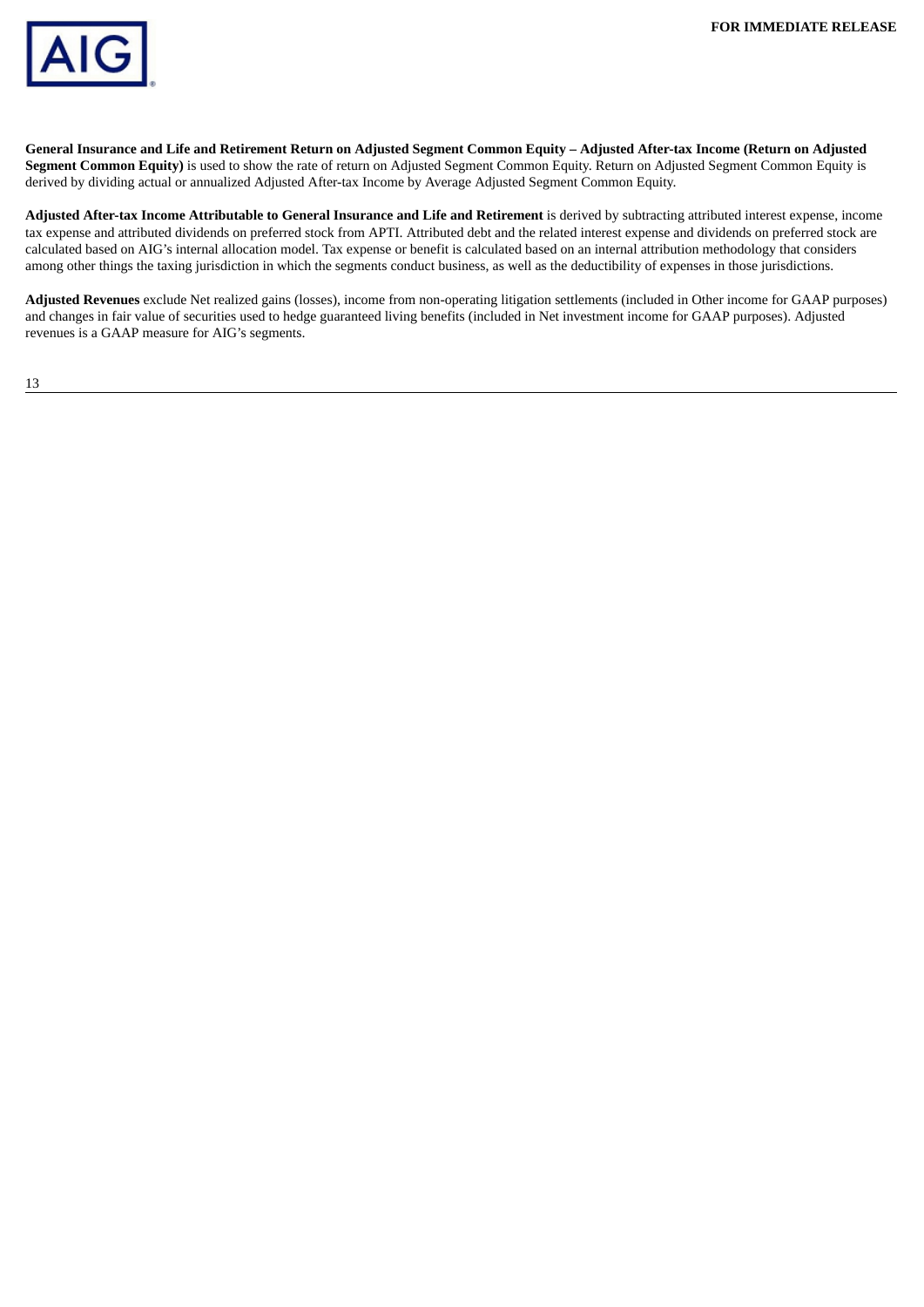**General Insurance and Life and Retirement Return on Adjusted Segment Common Equity – Adjusted After-tax Income (Return on Adjusted Segment Common Equity)** is used to show the rate of return on Adjusted Segment Common Equity. Return on Adjusted Segment Common Equity is derived by dividing actual or annualized Adjusted After-tax Income by Average Adjusted Segment Common Equity.

**Adjusted After-tax Income Attributable to General Insurance and Life and Retirement** is derived by subtracting attributed interest expense, income tax expense and attributed dividends on preferred stock from APTI. Attributed debt and the related interest expense and dividends on preferred stock are calculated based on AIG's internal allocation model. Tax expense or benefit is calculated based on an internal attribution methodology that considers among other things the taxing jurisdiction in which the segments conduct business, as well as the deductibility of expenses in those jurisdictions.

**Adjusted Revenues** exclude Net realized gains (losses), income from non-operating litigation settlements (included in Other income for GAAP purposes) and changes in fair value of securities used to hedge guaranteed living benefits (included in Net investment income for GAAP purposes). Adjusted revenues is a GAAP measure for AIG's segments.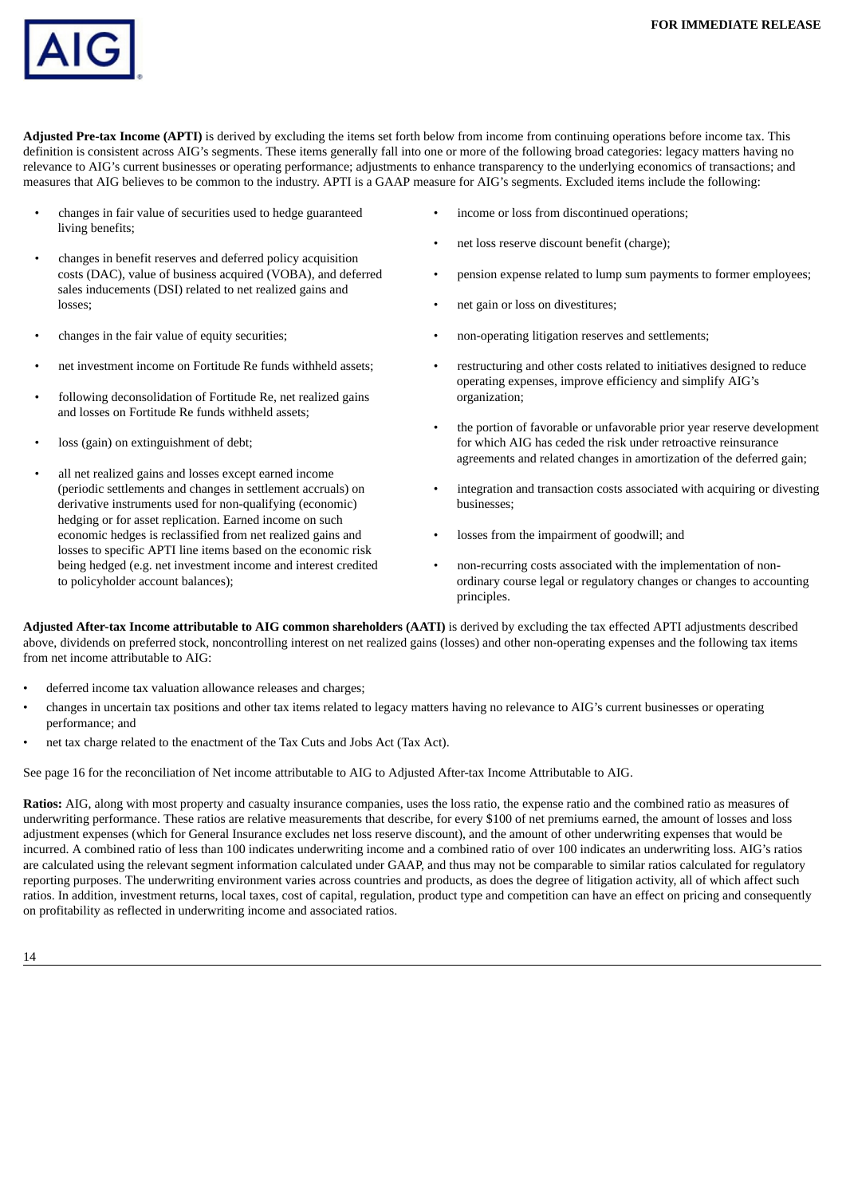**Adjusted Pre-tax Income (APTI)** is derived by excluding the items set forth below from income from continuing operations before income tax. This definition is consistent across AIG's segments. These items generally fall into one or more of the following broad categories: legacy matters having no relevance to AIG's current businesses or operating performance; adjustments to enhance transparency to the underlying economics of transactions; and measures that AIG believes to be common to the industry. APTI is a GAAP measure for AIG's segments. Excluded items include the following:

- changes in fair value of securities used to hedge guaranteed living benefits;
- changes in benefit reserves and deferred policy acquisition costs (DAC), value of business acquired (VOBA), and deferred sales inducements (DSI) related to net realized gains and losses;
- changes in the fair value of equity securities;
- net investment income on Fortitude Re funds withheld assets;
- following deconsolidation of Fortitude Re, net realized gains and losses on Fortitude Re funds withheld assets;
- loss (gain) on extinguishment of debt;
- all net realized gains and losses except earned income (periodic settlements and changes in settlement accruals) on derivative instruments used for non-qualifying (economic) hedging or for asset replication. Earned income on such economic hedges is reclassified from net realized gains and losses to specific APTI line items based on the economic risk being hedged (e.g. net investment income and interest credited to policyholder account balances);
- income or loss from discontinued operations;
- net loss reserve discount benefit (charge);
- pension expense related to lump sum payments to former employees;
- net gain or loss on divestitures;
- non-operating litigation reserves and settlements;
- restructuring and other costs related to initiatives designed to reduce operating expenses, improve efficiency and simplify AIG's organization;
- the portion of favorable or unfavorable prior year reserve development for which AIG has ceded the risk under retroactive reinsurance agreements and related changes in amortization of the deferred gain;
- integration and transaction costs associated with acquiring or divesting businesses;
- losses from the impairment of goodwill; and
- non-recurring costs associated with the implementation of non-ordinary course legal or regulatory changes or changes to accounting principles.

**Adjusted After-tax Income attributable to AIG common shareholders (AATI)** is derived by excluding the tax effected APTI adjustments described above, dividends on preferred stock, noncontrolling interest on net realized gains (losses) and other non-operating expenses and the following tax items from net income attributable to AIG:

- deferred income tax valuation allowance releases and charges;
- changes in uncertain tax positions and other tax items related to legacy matters having no relevance to AIG's current businesses or operating performance; and
- net tax charge related to the enactment of the Tax Cuts and Jobs Act (Tax Act).

See page 16 for the reconciliation of Net income attributable to AIG to Adjusted After-tax Income Attributable to AIG.

**Ratios:** AIG, along with most property and casualty insurance companies, uses the loss ratio, the expense ratio and the combined ratio as measures of underwriting performance. These ratios are relative measurements that describe, for every $100 of net premiums earned, the amount of losses and loss adjustment expenses (which for General Insurance excludes net loss reserve discount), and the amount of other underwriting expenses that would be incurred. A combined ratio of less than 100 indicates underwriting income and a combined ratio of over 100 indicates an underwriting loss. AIG's ratios are calculated using the relevant segment information calculated under GAAP, and thus may not be comparable to similar ratios calculated for regulatory reporting purposes. The underwriting environment varies across countries and products, as does the degree of litigation activity, all of which affect such ratios. In addition, investment returns, local taxes, cost of capital, regulation, product type and competition can have an effect on pricing and consequently on profitability as reflected in underwriting income and associated ratios.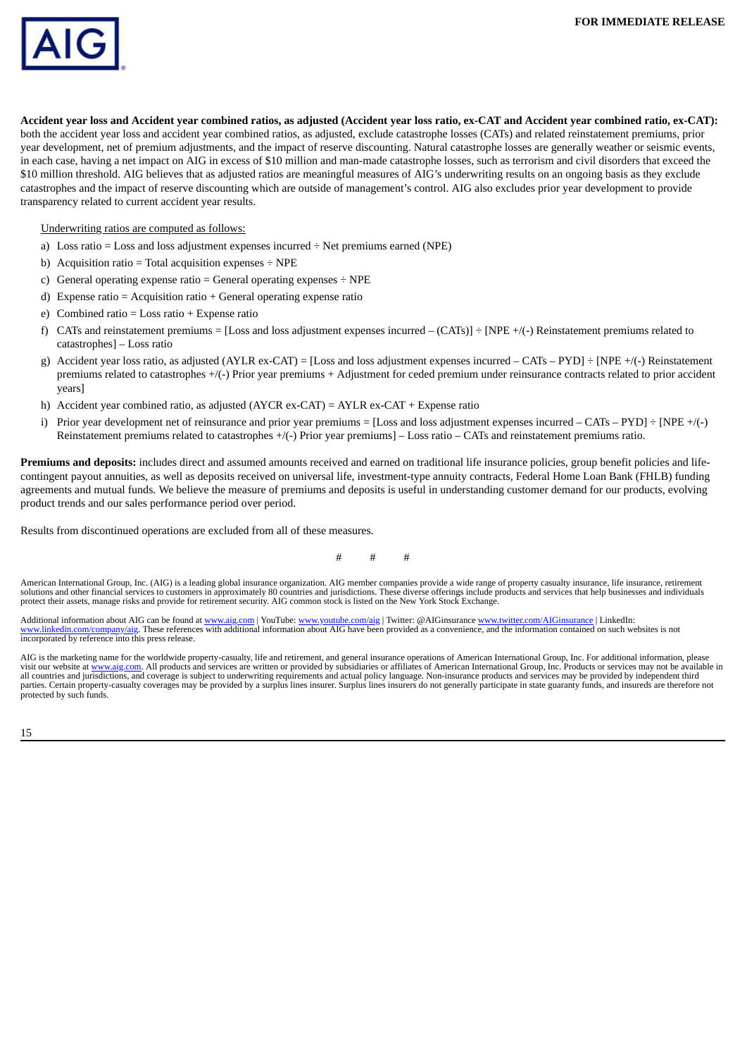**Accident year loss and Accident year combined ratios, as adjusted (Accident year loss ratio, ex-CAT and Accident year combined ratio, ex-CAT):** both the accident year loss and accident year combined ratios, as adjusted, exclude catastrophe losses (CATs) and related reinstatement premiums, prior year development, net of premium adjustments, and the impact of reserve discounting. Natural catastrophe losses are generally weather or seismic events, in each case, having a net impact on AIG in excess of $10 million and man-made catastrophe losses, such as terrorism and civil disorders that exceed the $10 million threshold. AIG believes that as adjusted ratios are meaningful measures of AIG's underwriting results on an ongoing basis as they exclude catastrophes and the impact of reserve discounting which are outside of management's control. AIG also excludes prior year development to provide transparency related to current accident year results.

Underwriting ratios are computed as follows:

a) Loss ratio = Loss and loss adjustment expenses incurred ÷ Net premiums earned (NPE)
b) Acquisition ratio = Total acquisition expenses ÷ NPE
c) General operating expense ratio = General operating expenses ÷ NPE
d) Expense ratio = Acquisition ratio + General operating expense ratio
e) Combined ratio = Loss ratio + Expense ratio
f) CATs and reinstatement premiums = [Loss and loss adjustment expenses incurred – (CATs)] ÷ [NPE +/(-) Reinstatement premiums related to catastrophes] – Loss ratio
g) Accident year loss ratio, as adjusted (AYLR ex-CAT) = [Loss and loss adjustment expenses incurred – CATs – PYD] ÷ [NPE +/(-) Reinstatement premiums related to catastrophes +/(-) Prior year premiums + Adjustment for ceded premium under reinsurance contracts related to prior accident years]
h) Accident year combined ratio, as adjusted (AYCR ex-CAT) = AYLR ex-CAT + Expense ratio
i) Prior year development net of reinsurance and prior year premiums = [Loss and loss adjustment expenses incurred – CATs – PYD] ÷ [NPE +/(-) Reinstatement premiums related to catastrophes +/(-) Prior year premiums] – Loss ratio – CATs and reinstatement premiums ratio.

**Premiums and deposits:** includes direct and assumed amounts received and earned on traditional life insurance policies, group benefit policies and life-contingent payout annuities, as well as deposits received on universal life, investment-type annuity contracts, Federal Home Loan Bank (FHLB) funding agreements and mutual funds. We believe the measure of premiums and deposits is useful in understanding customer demand for our products, evolving product trends and our sales performance period over period.

Results from discontinued operations are excluded from all of these measures.

# # #

American International Group, Inc. (AIG) is a leading global insurance organization. AIG member companies provide a wide range of property casualty insurance, life insurance, retirement solutions and other financial services to customers in approximately 80 countries and jurisdictions. These diverse offerings include products and services that help businesses and individuals protect their assets, manage risks and provide for retirement security. AIG common stock is listed on the New York Stock Exchange.

Additional information about AIG can be found at www.aig.com | YouTube: www.youtube.com/aig | Twitter: @AIGinsurance www.twitter.com/AIGinsurance | LinkedIn: www.linkedin.com/company/aig. These references with additional information about AIG have been provided as a convenience, and the information contained on such websites is not incorporated by reference into this press release.

AIG is the marketing name for the worldwide property-casualty, life and retirement, and general insurance operations of American International Group, Inc. For additional information, please visit our website at www.aig.com. All products and services are written or provided by subsidiaries or affiliates of American International Group, Inc. Products or services may not be available in all countries and jurisdictions, and coverage is subject to underwriting requirements and actual policy language. Non-insurance products and services may be provided by independent third parties. Certain property-casualty coverages may be provided by a surplus lines insurer. Surplus lines insurers do not generally participate in state guaranty funds, and insureds are therefore not protected by such funds.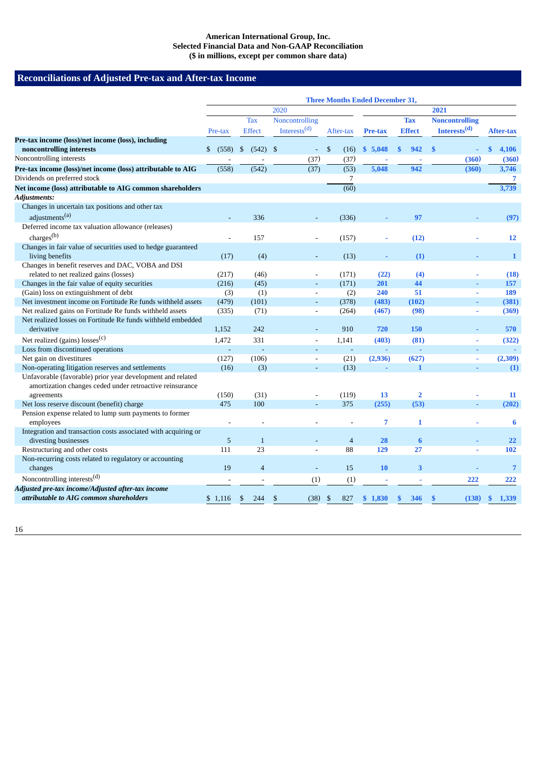**American International Group, Inc.**
**Selected Financial Data and Non-GAAP Reconciliation**
**($ in millions, except per common share data)**

## Reconciliations of Adjusted Pre-tax and After-tax Income

| | Three Months Ended December 31, | | | | | | | |
|---|---|---|---|---|---|---|---|---|
| | 2020 | | | | 2021 | | | |
| | Pre-tax | Tax Effect | Noncontrolling Interests[(d)] | After-tax | Pre-tax | Tax Effect | Noncontrolling Interests[(d)] | After-tax |
| **Pre-tax income (loss)/net income (loss), including noncontrolling interests** | $ (558) | $ (542) | $ - | $ (16) | $ 5,048 | $ 942 | $ - | $ 4,106 |
| Noncontrolling interests | - | - | (37) | (37) | - | - | (360) | (360) |
| **Pre-tax income (loss)/net income (loss) attributable to AIG** | (558) | (542) | (37) | (53) | 5,048 | 942 | (360) | 3,746 |
| Dividends on preferred stock | | | | 7 | | | | 7 |
| **Net income (loss) attributable to AIG common shareholders** | | | | (60) | | | | 3,739 |
| ***Adjustments:*** | | | | | | | | |
| Changes in uncertain tax positions and other tax adjustments[(a)] | - | 336 | - | (336) | - | 97 | - | (97) |
| Deferred income tax valuation allowance (releases) charges[(b)] | - | 157 | - | (157) | - | (12) | - | 12 |
| Changes in fair value of securities used to hedge guaranteed living benefits | (17) | (4) | - | (13) | - | (1) | - | 1 |
| Changes in benefit reserves and DAC, VOBA and DSI related to net realized gains (losses) | (217) | (46) | - | (171) | (22) | (4) | - | (18) |
| Changes in the fair value of equity securities | (216) | (45) | - | (171) | 201 | 44 | - | 157 |
| (Gain) loss on extinguishment of debt | (3) | (1) | - | (2) | 240 | 51 | - | 189 |
| Net investment income on Fortitude Re funds withheld assets | (479) | (101) | - | (378) | (483) | (102) | - | (381) |
| Net realized gains on Fortitude Re funds withheld assets | (335) | (71) | - | (264) | (467) | (98) | - | (369) |
| Net realized losses on Fortitude Re funds withheld embedded derivative | 1,152 | 242 | - | 910 | 720 | 150 | - | 570 |
| Net realized (gains) losses[(c)] | 1,472 | 331 | - | 1,141 | (403) | (81) | - | (322) |
| Loss from discontinued operations | - | - | - | - | - | - | - | - |
| Net gain on divestitures | (127) | (106) | - | (21) | (2,936) | (627) | - | (2,309) |
| Non-operating litigation reserves and settlements | (16) | (3) | - | (13) | - | 1 | - | (1) |
| Unfavorable (favorable) prior year development and related amortization changes ceded under retroactive reinsurance agreements | (150) | (31) | - | (119) | 13 | 2 | - | 11 |
| Net loss reserve discount (benefit) charge | 475 | 100 | - | 375 | (255) | (53) | - | (202) |
| Pension expense related to lump sum payments to former employees | - | - | - | - | 7 | 1 | - | 6 |
| Integration and transaction costs associated with acquiring or divesting businesses | 5 | 1 | - | 4 | 28 | 6 | - | 22 |
| Restructuring and other costs | 111 | 23 | - | 88 | 129 | 27 | - | 102 |
| Non-recurring costs related to regulatory or accounting changes | 19 | 4 | - | 15 | 10 | 3 | - | 7 |
| Noncontrolling interests[(d)] | - | - | (1) | (1) | - | - | 222 | 222 |
| ***Adjusted pre-tax income/Adjusted after-tax income attributable to AIG common shareholders*** | $ 1,116 | $ 244 | $ (38) | $ 827 | $ 1,830 | $ 346 | $ (138) | $ 1,339 |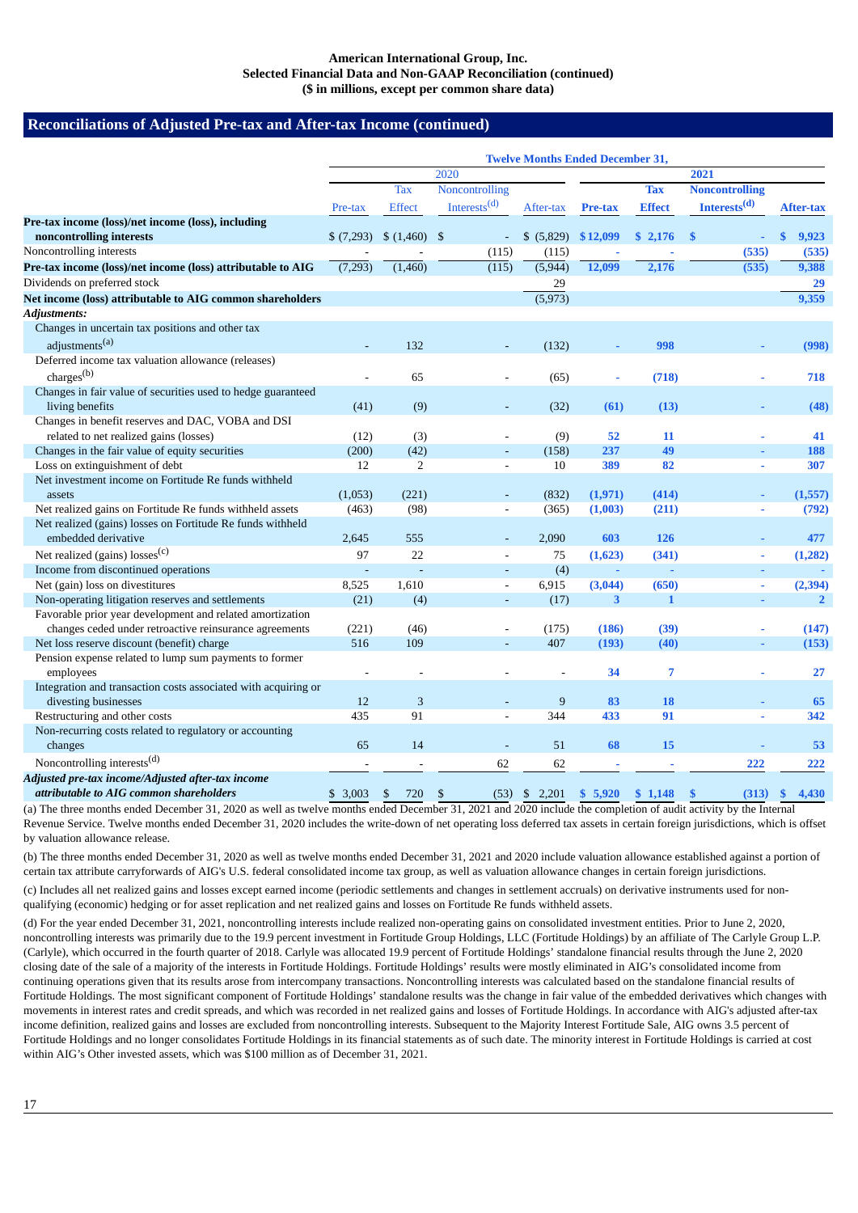**American International Group, Inc.**
**Selected Financial Data and Non-GAAP Reconciliation (continued)**
**($ in millions, except per common share data)**

## Reconciliations of Adjusted Pre-tax and After-tax Income (continued)

| | Twelve Months Ended December 31, | | | | | | | |
|---|---|---|---|---|---|---|---|---|
| | 2020 | | | | 2021 | | | |
| | Pre-tax | Tax Effect | Noncontrolling Interests[(d)] | After-tax | Pre-tax | Tax Effect | Noncontrolling Interests[(d)] | After-tax |
| **Pre-tax income (loss)/net income (loss), including noncontrolling interests** | $ (7,293) | $ (1,460) | $ - | $ (5,829) | $ 12,099 | $ 2,176 | $ - | $ 9,923 |
| Noncontrolling interests | - | - | (115) | (115) | - | - | (535) | (535) |
| **Pre-tax income (loss)/net income (loss) attributable to AIG** | (7,293) | (1,460) | (115) | (5,944) | 12,099 | 2,176 | (535) | 9,388 |
| Dividends on preferred stock | | | | 29 | | | | 29 |
| **Net income (loss) attributable to AIG common shareholders** | | | | (5,973) | | | | 9,359 |
| ***Adjustments:*** | | | | | | | | |
| Changes in uncertain tax positions and other tax adjustments[(a)] | - | 132 | - | (132) | - | 998 | - | (998) |
| Deferred income tax valuation allowance (releases) charges[(b)] | - | 65 | - | (65) | - | (718) | - | 718 |
| Changes in fair value of securities used to hedge guaranteed living benefits | (41) | (9) | - | (32) | (61) | (13) | - | (48) |
| Changes in benefit reserves and DAC, VOBA and DSI related to net realized gains (losses) | (12) | (3) | - | (9) | 52 | 11 | - | 41 |
| Changes in the fair value of equity securities | (200) | (42) | - | (158) | 237 | 49 | - | 188 |
| Loss on extinguishment of debt | 12 | 2 | - | 10 | 389 | 82 | - | 307 |
| Net investment income on Fortitude Re funds withheld assets | (1,053) | (221) | - | (832) | (1,971) | (414) | - | (1,557) |
| Net realized gains on Fortitude Re funds withheld assets | (463) | (98) | - | (365) | (1,003) | (211) | - | (792) |
| Net realized (gains) losses on Fortitude Re funds withheld embedded derivative | 2,645 | 555 | - | 2,090 | 603 | 126 | - | 477 |
| Net realized (gains) losses[(c)] | 97 | 22 | - | 75 | (1,623) | (341) | - | (1,282) |
| Income from discontinued operations | - | - | - | (4) | - | - | - | - |
| Net (gain) loss on divestitures | 8,525 | 1,610 | - | 6,915 | (3,044) | (650) | - | (2,394) |
| Non-operating litigation reserves and settlements | (21) | (4) | - | (17) | 3 | 1 | - | 2 |
| Favorable prior year development and related amortization changes ceded under retroactive reinsurance agreements | (221) | (46) | - | (175) | (186) | (39) | - | (147) |
| Net loss reserve discount (benefit) charge | 516 | 109 | - | 407 | (193) | (40) | - | (153) |
| Pension expense related to lump sum payments to former employees | - | - | - | - | 34 | 7 | - | 27 |
| Integration and transaction costs associated with acquiring or divesting businesses | 12 | 3 | - | 9 | 83 | 18 | - | 65 |
| Restructuring and other costs | 435 | 91 | - | 344 | 433 | 91 | - | 342 |
| Non-recurring costs related to regulatory or accounting changes | 65 | 14 | - | 51 | 68 | 15 | - | 53 |
| Noncontrolling interests[(d)] | - | - | 62 | 62 | - | - | 222 | 222 |
| ***Adjusted pre-tax income/Adjusted after-tax income attributable to AIG common shareholders*** | $ 3,003 | $ 720 | $ (53) | $ 2,201 | $ 5,920 | $ 1,148 | $ (313) | $ 4,430 |

(a) The three months ended December 31, 2020 as well as twelve months ended December 31, 2021 and 2020 include the completion of audit activity by the Internal Revenue Service. Twelve months ended December 31, 2020 includes the write-down of net operating loss deferred tax assets in certain foreign jurisdictions, which is offset by valuation allowance release.

(b) The three months ended December 31, 2020 as well as twelve months ended December 31, 2021 and 2020 include valuation allowance established against a portion of certain tax attribute carryforwards of AIG's U.S. federal consolidated income tax group, as well as valuation allowance changes in certain foreign jurisdictions.

(c) Includes all net realized gains and losses except earned income (periodic settlements and changes in settlement accruals) on derivative instruments used for non-qualifying (economic) hedging or for asset replication and net realized gains and losses on Fortitude Re funds withheld assets.

(d) For the year ended December 31, 2021, noncontrolling interests include realized non-operating gains on consolidated investment entities. Prior to June 2, 2020, noncontrolling interests was primarily due to the 19.9 percent investment in Fortitude Group Holdings, LLC (Fortitude Holdings) by an affiliate of The Carlyle Group L.P. (Carlyle), which occurred in the fourth quarter of 2018. Carlyle was allocated 19.9 percent of Fortitude Holdings' standalone financial results through the June 2, 2020 closing date of the sale of a majority of the interests in Fortitude Holdings. Fortitude Holdings' results were mostly eliminated in AIG's consolidated income from continuing operations given that its results arose from intercompany transactions. Noncontrolling interests was calculated based on the standalone financial results of Fortitude Holdings. The most significant component of Fortitude Holdings' standalone results was the change in fair value of the embedded derivatives which changes with movements in interest rates and credit spreads, and which was recorded in net realized gains and losses of Fortitude Holdings. In accordance with AIG's adjusted after-tax income definition, realized gains and losses are excluded from noncontrolling interests. Subsequent to the Majority Interest Fortitude Sale, AIG owns 3.5 percent of Fortitude Holdings and no longer consolidates Fortitude Holdings in its financial statements as of such date. The minority interest in Fortitude Holdings is carried at cost within AIG's Other invested assets, which was $100 million as of December 31, 2021.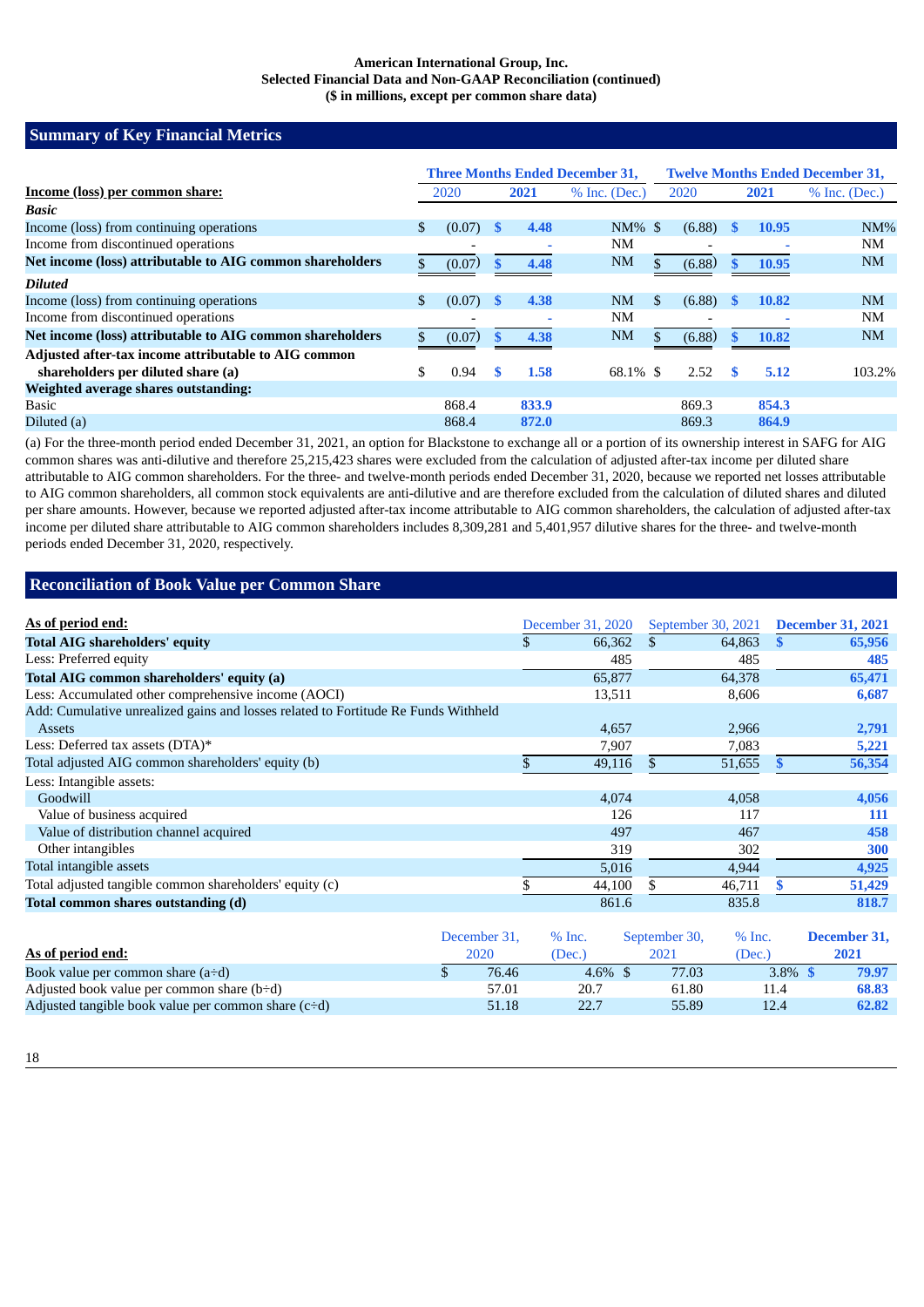**American International Group, Inc.**
**Selected Financial Data and Non-GAAP Reconciliation (continued)**
**($ in millions, except per common share data)**

## Summary of Key Financial Metrics

| | Three Months Ended December 31, | | | Twelve Months Ended December 31, | | |
|---|---|---|---|---|---|---|
| **Income (loss) per common share:** | 2020 | **2021** | % Inc. (Dec.) | 2020 | **2021** | % Inc. (Dec.) |
| ***Basic*** | | | | | | |
| Income (loss) from continuing operations | $ (0.07) | **$ 4.48** | NM% | $ (6.88) | **$ 10.95** | NM% |
| Income from discontinued operations | - | **-** | NM | - | **-** | NM |
| **Net income (loss) attributable to AIG common shareholders** | $ (0.07) | **$ 4.48** | NM | $ (6.88) | **$ 10.95** | NM |
| ***Diluted*** | | | | | | |
| Income (loss) from continuing operations | $ (0.07) | **$ 4.38** | NM | $ (6.88) | **$ 10.82** | NM |
| Income from discontinued operations | - | **-** | NM | - | **-** | NM |
| **Net income (loss) attributable to AIG common shareholders** | $ (0.07) | **$ 4.38** | NM | $ (6.88) | **$ 10.82** | NM |
| **Adjusted after-tax income attributable to AIG common shareholders per diluted share (a)** | $ 0.94 | **$ 1.58** | 68.1% | $ 2.52 | **$ 5.12** | 103.2% |
| **Weighted average shares outstanding:** | | | | | | |
| Basic | 868.4 | **833.9** | | 869.3 | **854.3** | |
| Diluted (a) | 868.4 | **872.0** | | 869.3 | **864.9** | |

(a) For the three-month period ended December 31, 2021, an option for Blackstone to exchange all or a portion of its ownership interest in SAFG for AIG common shares was anti-dilutive and therefore 25,215,423 shares were excluded from the calculation of adjusted after-tax income per diluted share attributable to AIG common shareholders. For the three- and twelve-month periods ended December 31, 2020, because we reported net losses attributable to AIG common shareholders, all common stock equivalents are anti-dilutive and are therefore excluded from the calculation of diluted shares and diluted per share amounts. However, because we reported adjusted after-tax income attributable to AIG common shareholders, the calculation of adjusted after-tax income per diluted share attributable to AIG common shareholders includes 8,309,281 and 5,401,957 dilutive shares for the three- and twelve-month periods ended December 31, 2020, respectively.

## Reconciliation of Book Value per Common Share

| **As of period end:** | December 31, 2020 | September 30, 2021 | **December 31, 2021** |
|---|---|---|---|
| **Total AIG shareholders' equity** | $ 66,362 | $ 64,863 | **$ 65,956** |
| Less: Preferred equity | 485 | 485 | **485** |
| **Total AIG common shareholders' equity (a)** | 65,877 | 64,378 | **65,471** |
| Less: Accumulated other comprehensive income (AOCI) | 13,511 | 8,606 | **6,687** |
| Add: Cumulative unrealized gains and losses related to Fortitude Re Funds Withheld Assets | 4,657 | 2,966 | **2,791** |
| Less: Deferred tax assets (DTA)* | 7,907 | 7,083 | **5,221** |
| Total adjusted AIG common shareholders' equity (b) | $ 49,116 | $ 51,655 | **$ 56,354** |
| Less: Intangible assets: | | | |
| Goodwill | 4,074 | 4,058 | **4,056** |
| Value of business acquired | 126 | 117 | **111** |
| Value of distribution channel acquired | 497 | 467 | **458** |
| Other intangibles | 319 | 302 | **300** |
| Total intangible assets | 5,016 | 4,944 | **4,925** |
| Total adjusted tangible common shareholders' equity (c) | $ 44,100 | $ 46,711 | **$ 51,429** |
| **Total common shares outstanding (d)** | 861.6 | 835.8 | **818.7** |

| **As of period end:** | December 31, 2020 | % Inc. (Dec.) | September 30, 2021 | % Inc. (Dec.) | **December 31, 2021** |
|---|---|---|---|---|---|
| Book value per common share (a÷d) | $ 76.46 | 4.6% | $ 77.03 | 3.8% | **$ 79.97** |
| Adjusted book value per common share (b÷d) | 57.01 | 20.7 | 61.80 | 11.4 | **68.83** |
| Adjusted tangible book value per common share (c÷d) | 51.18 | 22.7 | 55.89 | 12.4 | **62.82** |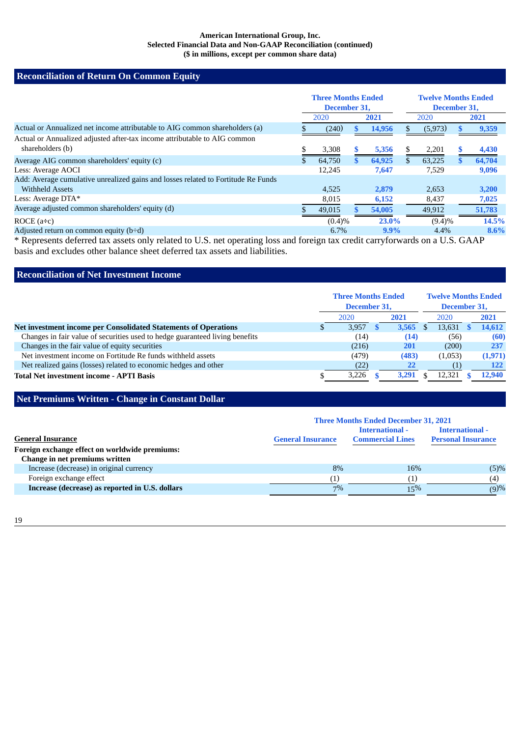**American International Group, Inc.**
**Selected Financial Data and Non-GAAP Reconciliation (continued)**
**($ in millions, except per common share data)**

## Reconciliation of Return On Common Equity

| | Three Months Ended December 31, | | Twelve Months Ended December 31, | |
|---|---|---|---|---|
| | 2020 | 2021 | 2020 | 2021 |
| Actual or Annualized net income attributable to AIG common shareholders (a) | $ (240) | $ 14,956 | $ (5,973) | $ 9,359 |
| Actual or Annualized adjusted after-tax income attributable to AIG common shareholders (b) | $ 3,308 | $ 5,356 | $ 2,201 | $ 4,430 |
| Average AIG common shareholders' equity (c) | $ 64,750 | $ 64,925 | $ 63,225 | $ 64,704 |
| Less: Average AOCI | 12,245 | 7,647 | 7,529 | 9,096 |
| Add: Average cumulative unrealized gains and losses related to Fortitude Re Funds Withheld Assets | 4,525 | 2,879 | 2,653 | 3,200 |
| Less: Average DTA* | 8,015 | 6,152 | 8,437 | 7,025 |
| Average adjusted common shareholders' equity (d) | $ 49,015 | $ 54,005 | 49,912 | 51,783 |
| ROCE (a÷c) | (0.4)% | 23.0% | (9.4)% | 14.5% |
| Adjusted return on common equity (b÷d) | 6.7% | 9.9% | 4.4% | 8.6% |

* Represents deferred tax assets only related to U.S. net operating loss and foreign tax credit carryforwards on a U.S. GAAP basis and excludes other balance sheet deferred tax assets and liabilities.

## Reconciliation of Net Investment Income

| | Three Months Ended December 31, | | Twelve Months Ended December 31, | |
|---|---|---|---|---|
| | 2020 | 2021 | 2020 | 2021 |
| **Net investment income per Consolidated Statements of Operations** | $ 3,957 | $ 3,565 | $ 13,631 | $ 14,612 |
| Changes in fair value of securities used to hedge guaranteed living benefits | (14) | (14) | (56) | (60) |
| Changes in the fair value of equity securities | (216) | 201 | (200) | 237 |
| Net investment income on Fortitude Re funds withheld assets | (479) | (483) | (1,053) | (1,971) |
| Net realized gains (losses) related to economic hedges and other | (22) | 22 | (1) | 122 |
| **Total Net investment income - APTI Basis** | $ 3,226 | $ 3,291 | $ 12,321 | $ 12,940 |

## Net Premiums Written - Change in Constant Dollar

| | Three Months Ended December 31, 2021 | | |
|---|---|---|---|
| **General Insurance** | **General Insurance** | **International - Commercial Lines** | **International - Personal Insurance** |
| **Foreign exchange effect on worldwide premiums:** | | | |
| **Change in net premiums written** | | | |
| Increase (decrease) in original currency | 8% | 16% | (5)% |
| Foreign exchange effect | (1) | (1) | (4) |
| **Increase (decrease) as reported in U.S. dollars** | 7% | 15% | (9)% |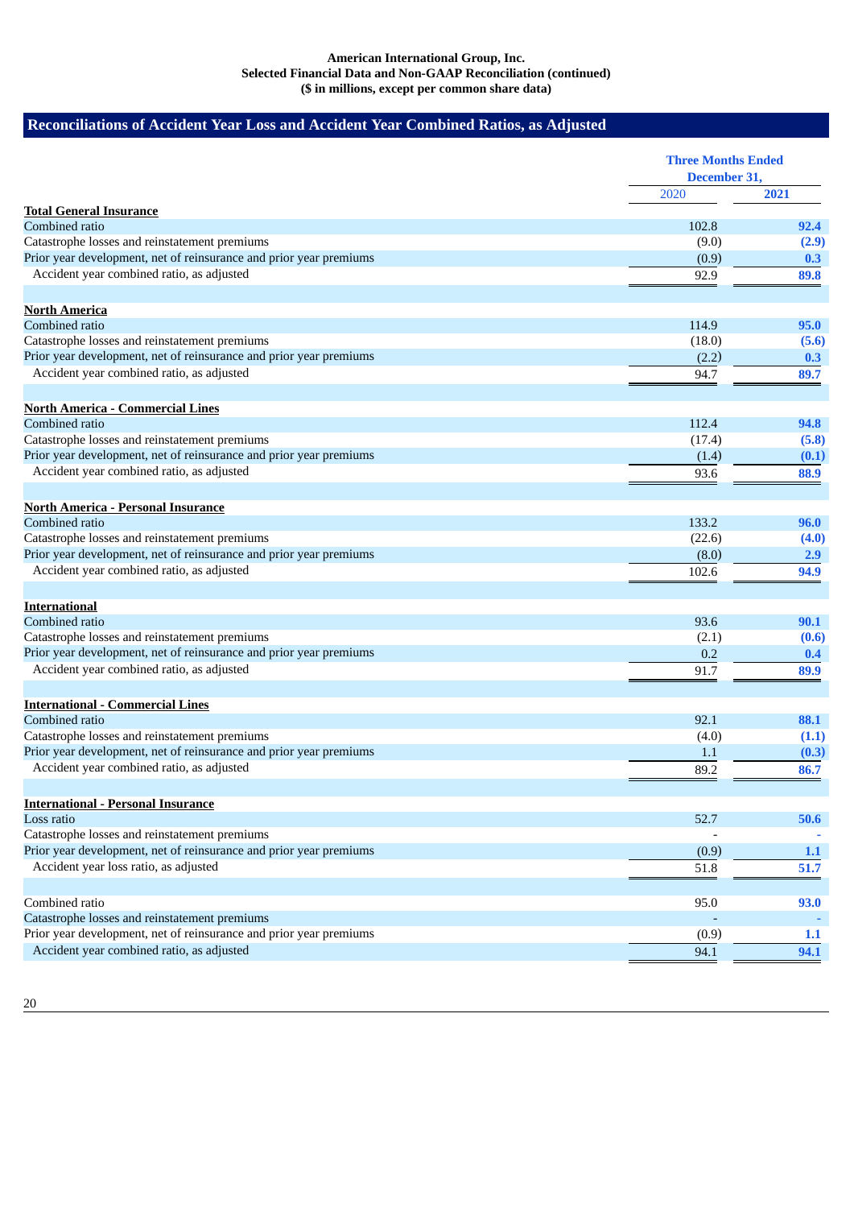**American International Group, Inc.**
**Selected Financial Data and Non-GAAP Reconciliation (continued)**
**($ in millions, except per common share data)**

## Reconciliations of Accident Year Loss and Accident Year Combined Ratios, as Adjusted

| | Three Months Ended December 31, | |
|---|---|---|
| | 2020 | **2021** |
| **Total General Insurance** | | |
| Combined ratio | 102.8 | **92.4** |
| Catastrophe losses and reinstatement premiums | (9.0) | **(2.9)** |
| Prior year development, net of reinsurance and prior year premiums | (0.9) | **0.3** |
| Accident year combined ratio, as adjusted | 92.9 | **89.8** |
| **North America** | | |
| Combined ratio | 114.9 | **95.0** |
| Catastrophe losses and reinstatement premiums | (18.0) | **(5.6)** |
| Prior year development, net of reinsurance and prior year premiums | (2.2) | **0.3** |
| Accident year combined ratio, as adjusted | 94.7 | **89.7** |
| **North America - Commercial Lines** | | |
| Combined ratio | 112.4 | **94.8** |
| Catastrophe losses and reinstatement premiums | (17.4) | **(5.8)** |
| Prior year development, net of reinsurance and prior year premiums | (1.4) | **(0.1)** |
| Accident year combined ratio, as adjusted | 93.6 | **88.9** |
| **North America - Personal Insurance** | | |
| Combined ratio | 133.2 | **96.0** |
| Catastrophe losses and reinstatement premiums | (22.6) | **(4.0)** |
| Prior year development, net of reinsurance and prior year premiums | (8.0) | **2.9** |
| Accident year combined ratio, as adjusted | 102.6 | **94.9** |
| **International** | | |
| Combined ratio | 93.6 | **90.1** |
| Catastrophe losses and reinstatement premiums | (2.1) | **(0.6)** |
| Prior year development, net of reinsurance and prior year premiums | 0.2 | **0.4** |
| Accident year combined ratio, as adjusted | 91.7 | **89.9** |
| **International - Commercial Lines** | | |
| Combined ratio | 92.1 | **88.1** |
| Catastrophe losses and reinstatement premiums | (4.0) | **(1.1)** |
| Prior year development, net of reinsurance and prior year premiums | 1.1 | **(0.3)** |
| Accident year combined ratio, as adjusted | 89.2 | **86.7** |
| **International - Personal Insurance** | | |
| Loss ratio | 52.7 | **50.6** |
| Catastrophe losses and reinstatement premiums | - | **-** |
| Prior year development, net of reinsurance and prior year premiums | (0.9) | **1.1** |
| Accident year loss ratio, as adjusted | 51.8 | **51.7** |
| Combined ratio | 95.0 | **93.0** |
| Catastrophe losses and reinstatement premiums | - | **-** |
| Prior year development, net of reinsurance and prior year premiums | (0.9) | **1.1** |
| Accident year combined ratio, as adjusted | 94.1 | **94.1** |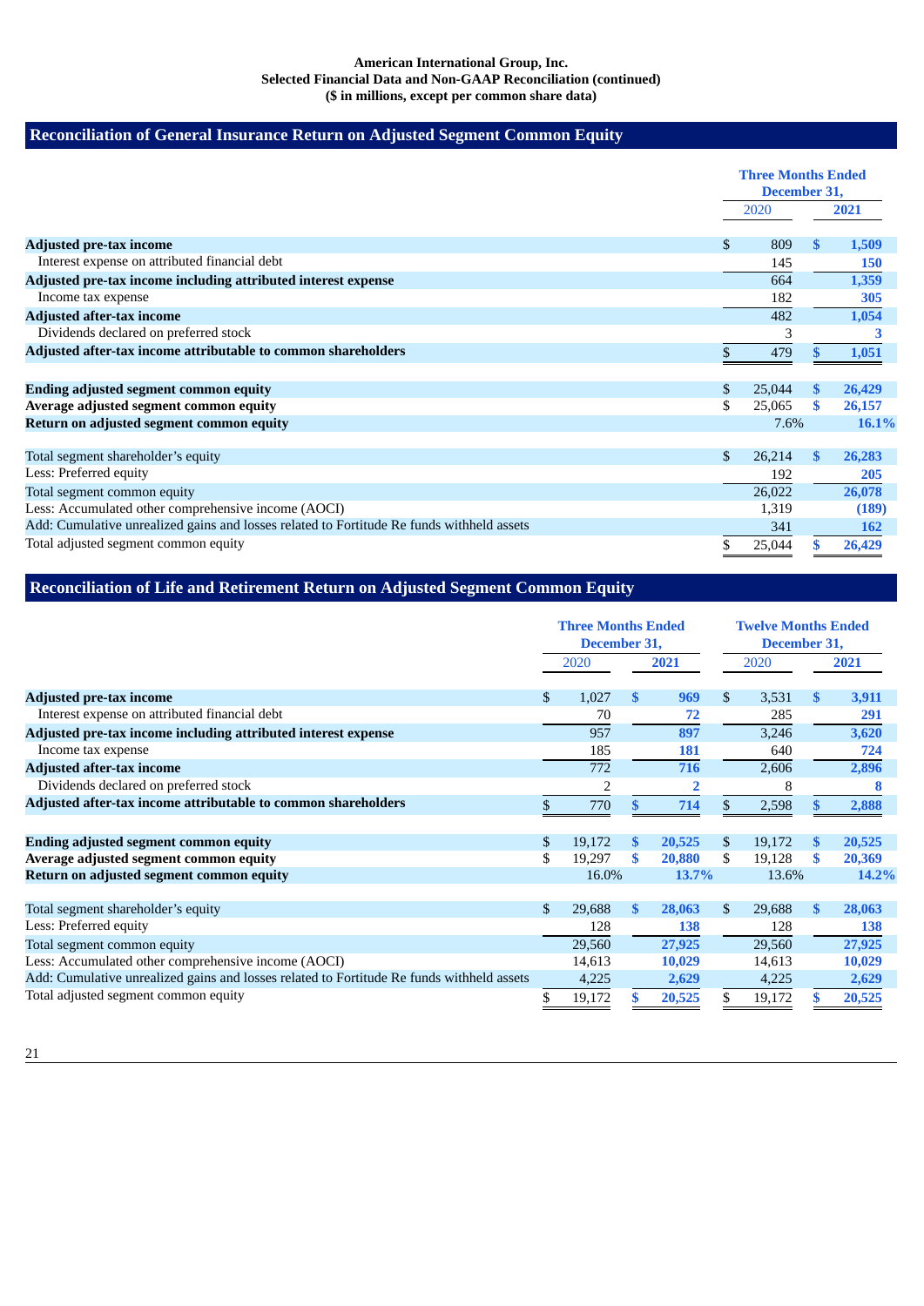**American International Group, Inc.**
**Selected Financial Data and Non-GAAP Reconciliation (continued)**
**($ in millions, except per common share data)**

## Reconciliation of General Insurance Return on Adjusted Segment Common Equity

| | Three Months Ended December 31, | |
|---|---|---|
| | 2020 | **2021** |
| **Adjusted pre-tax income** | $ 809 | **$ 1,509** |
| Interest expense on attributed financial debt | 145 | **150** |
| **Adjusted pre-tax income including attributed interest expense** | 664 | **1,359** |
| Income tax expense | 182 | **305** |
| **Adjusted after-tax income** | 482 | **1,054** |
| Dividends declared on preferred stock | 3 | **3** |
| **Adjusted after-tax income attributable to common shareholders** | $ 479 | **$ 1,051** |
| | | |
| **Ending adjusted segment common equity** | $ 25,044 | **$ 26,429** |
| **Average adjusted segment common equity** | $ 25,065 | **$ 26,157** |
| **Return on adjusted segment common equity** | 7.6% | **16.1%** |
| | | |
| Total segment shareholder's equity | $ 26,214 | **$ 26,283** |
| Less: Preferred equity | 192 | **205** |
| Total segment common equity | 26,022 | **26,078** |
| Less: Accumulated other comprehensive income (AOCI) | 1,319 | **(189)** |
| Add: Cumulative unrealized gains and losses related to Fortitude Re funds withheld assets | 341 | **162** |
| Total adjusted segment common equity | $ 25,044 | **$ 26,429** |

## Reconciliation of Life and Retirement Return on Adjusted Segment Common Equity

| | Three Months Ended December 31, | | Twelve Months Ended December 31, | |
|---|---|---|---|---|
| | 2020 | **2021** | 2020 | **2021** |
| **Adjusted pre-tax income** | $ 1,027 | **$ 969** | $ 3,531 | **$ 3,911** |
| Interest expense on attributed financial debt | 70 | **72** | 285 | **291** |
| **Adjusted pre-tax income including attributed interest expense** | 957 | **897** | 3,246 | **3,620** |
| Income tax expense | 185 | **181** | 640 | **724** |
| **Adjusted after-tax income** | 772 | **716** | 2,606 | **2,896** |
| Dividends declared on preferred stock | 2 | **2** | 8 | **8** |
| **Adjusted after-tax income attributable to common shareholders** | $ 770 | **$ 714** | $ 2,598 | **$ 2,888** |
| | | | | |
| **Ending adjusted segment common equity** | $ 19,172 | **$ 20,525** | $ 19,172 | **$ 20,525** |
| **Average adjusted segment common equity** | $ 19,297 | **$ 20,880** | $ 19,128 | **$ 20,369** |
| **Return on adjusted segment common equity** | 16.0% | **13.7%** | 13.6% | **14.2%** |
| | | | | |
| Total segment shareholder's equity | $ 29,688 | **$ 28,063** | $ 29,688 | **$ 28,063** |
| Less: Preferred equity | 128 | **138** | 128 | **138** |
| Total segment common equity | 29,560 | **27,925** | 29,560 | **27,925** |
| Less: Accumulated other comprehensive income (AOCI) | 14,613 | **10,029** | 14,613 | **10,029** |
| Add: Cumulative unrealized gains and losses related to Fortitude Re funds withheld assets | 4,225 | **2,629** | 4,225 | **2,629** |
| Total adjusted segment common equity | $ 19,172 | **$ 20,525** | $ 19,172 | **$ 20,525** |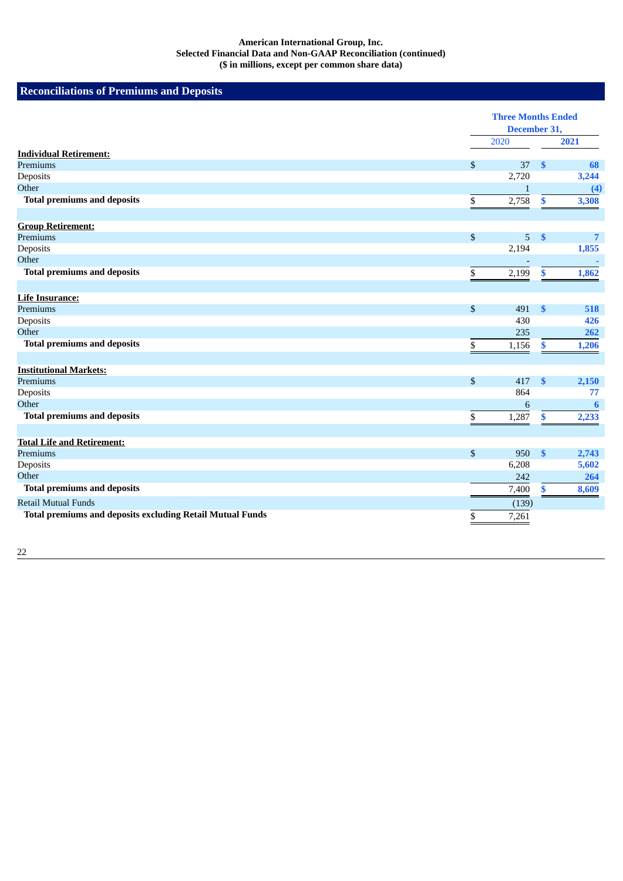**American International Group, Inc.**
**Selected Financial Data and Non-GAAP Reconciliation (continued)**
**($ in millions, except per common share data)**

## Reconciliations of Premiums and Deposits

| | Three Months Ended December 31, | |
|---|---|---|
| | 2020 | 2021 |
| **Individual Retirement:** | | |
| Premiums | $ 37 | $ 68 |
| Deposits | 2,720 | 3,244 |
| Other | 1 | (4) |
| **Total premiums and deposits** | $ 2,758 | $ 3,308 |
| **Group Retirement:** | | |
| Premiums | $ 5 | $ 7 |
| Deposits | 2,194 | 1,855 |
| Other | - | - |
| **Total premiums and deposits** | $ 2,199 | $ 1,862 |
| **Life Insurance:** | | |
| Premiums | $ 491 | $ 518 |
| Deposits | 430 | 426 |
| Other | 235 | 262 |
| **Total premiums and deposits** | $ 1,156 | $ 1,206 |
| **Institutional Markets:** | | |
| Premiums | $ 417 | $ 2,150 |
| Deposits | 864 | 77 |
| Other | 6 | 6 |
| **Total premiums and deposits** | $ 1,287 | $ 2,233 |
| **Total Life and Retirement:** | | |
| Premiums | $ 950 | $ 2,743 |
| Deposits | 6,208 | 5,602 |
| Other | 242 | 264 |
| **Total premiums and deposits** | 7,400 | $ 8,609 |
| Retail Mutual Funds | (139) | |
| **Total premiums and deposits excluding Retail Mutual Funds** | $ 7,261 | |